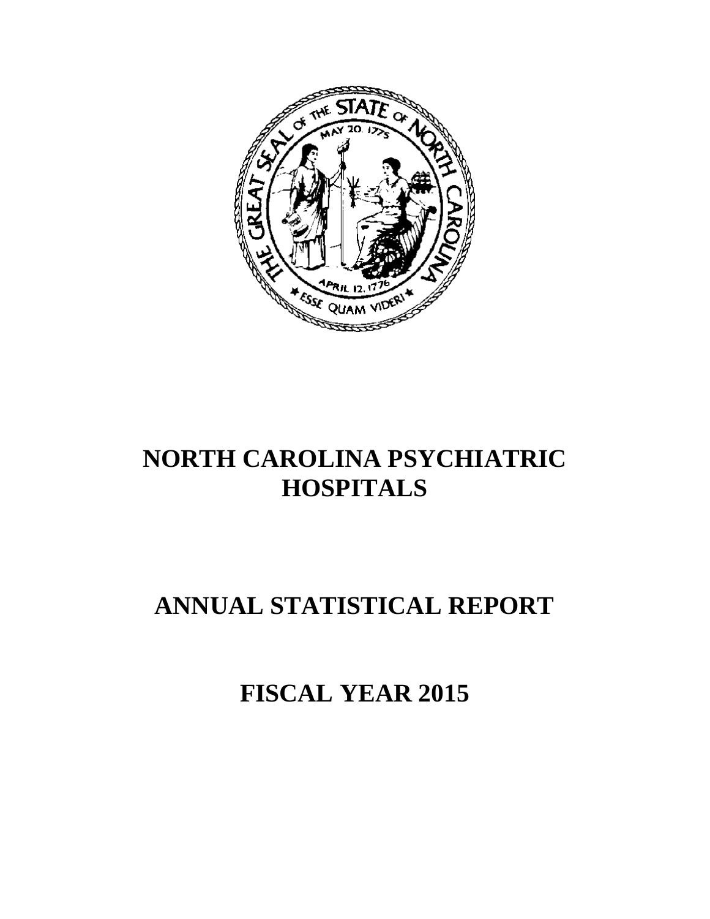# NORTH CAROLINA PSYCHIATRIC HOSPITALS

# ANNUAL STATISTICAL REPORT

# FISCAL YEAR 2015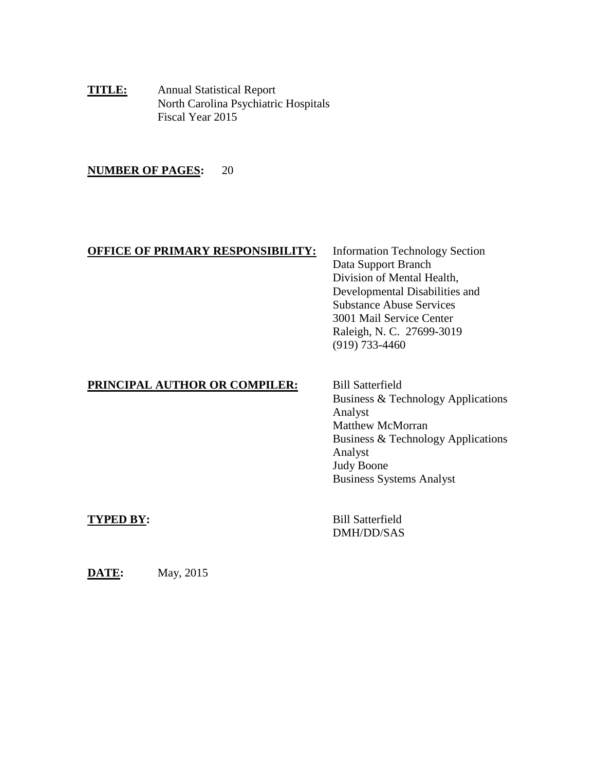**TITLE:** Annual Statistical Report
North Carolina Psychiatric Hospitals
Fiscal Year 2015

**NUMBER OF PAGES:** 20

**OFFICE OF PRIMARY RESPONSIBILITY:** Information Technology Section
Data Support Branch
Division of Mental Health,
Developmental Disabilities and
Substance Abuse Services
3001 Mail Service Center
Raleigh, N. C. 27699-3019
(919) 733-4460

**PRINCIPAL AUTHOR OR COMPILER:** Bill Satterfield
Business & Technology Applications Analyst
Matthew McMorran
Business & Technology Applications Analyst
Judy Boone
Business Systems Analyst

**TYPED BY:** Bill Satterfield
DMH/DD/SAS

**DATE:** May, 2015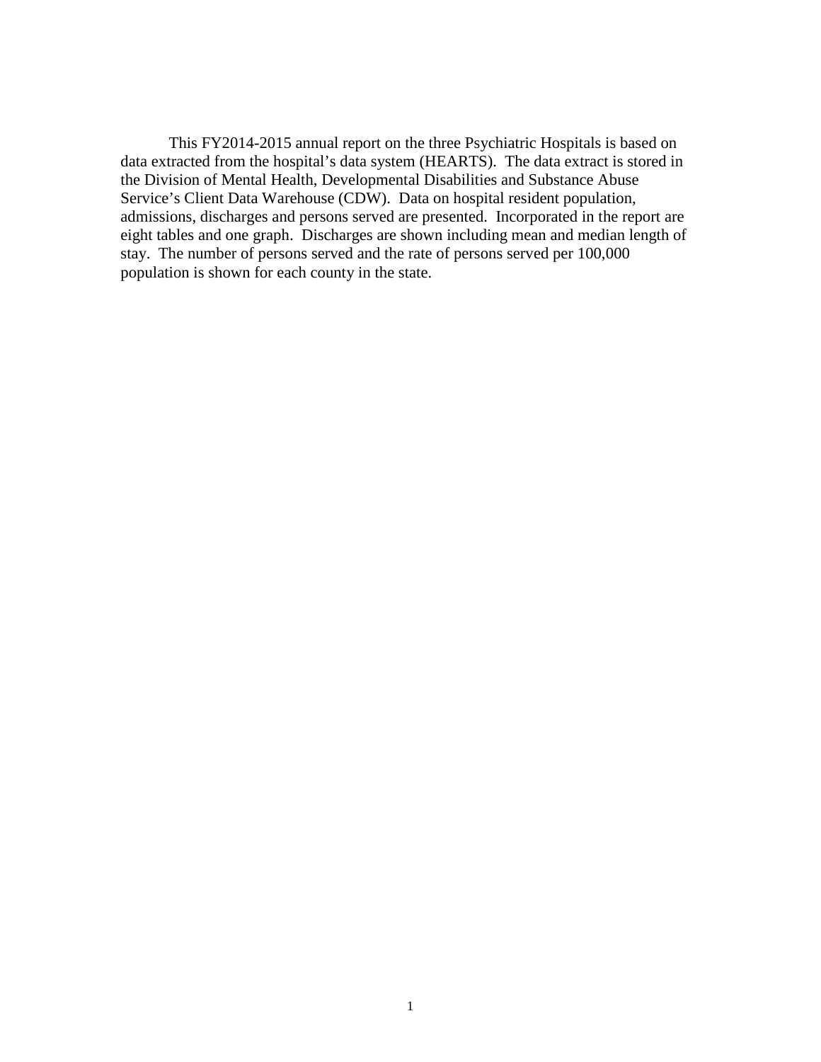This FY2014-2015 annual report on the three Psychiatric Hospitals is based on data extracted from the hospital's data system (HEARTS). The data extract is stored in the Division of Mental Health, Developmental Disabilities and Substance Abuse Service's Client Data Warehouse (CDW). Data on hospital resident population, admissions, discharges and persons served are presented. Incorporated in the report are eight tables and one graph. Discharges are shown including mean and median length of stay. The number of persons served and the rate of persons served per 100,000 population is shown for each county in the state.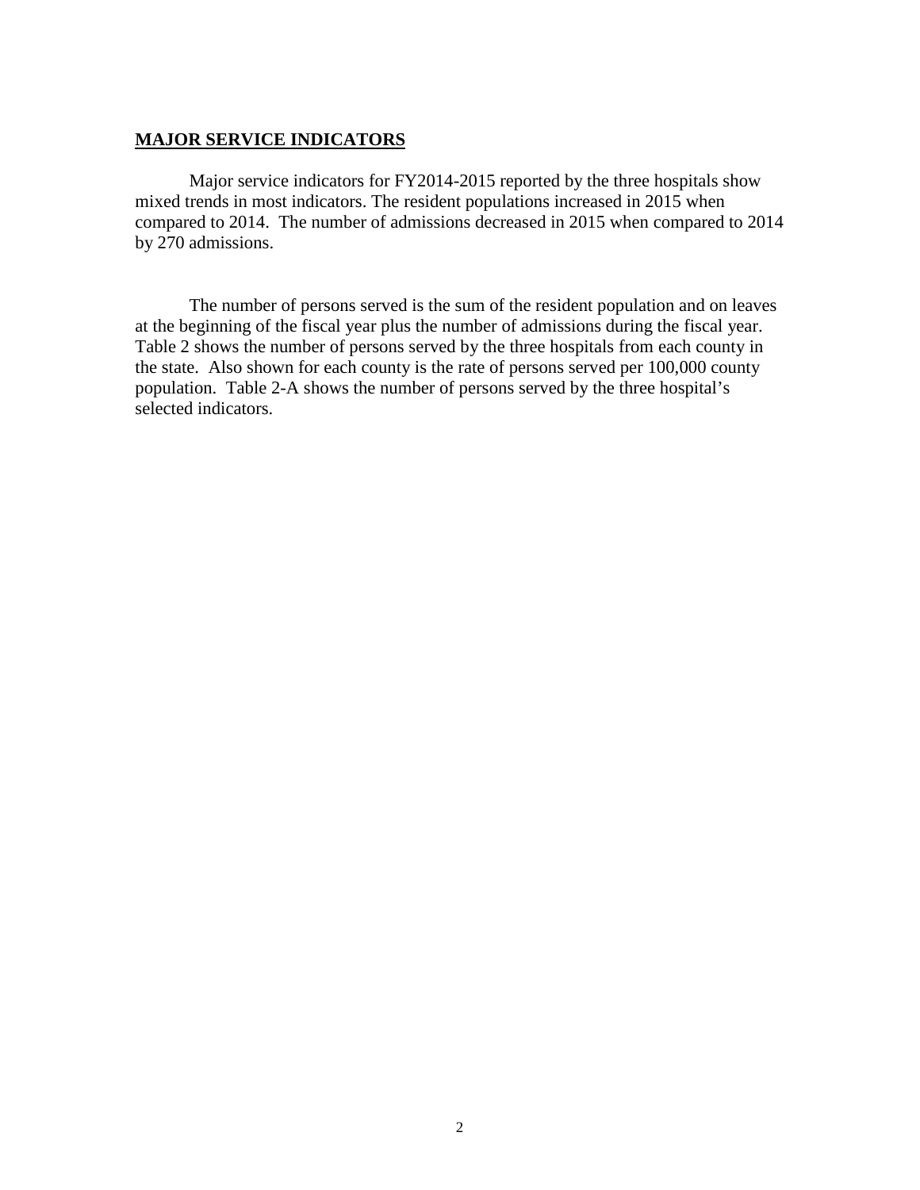## MAJOR SERVICE INDICATORS

Major service indicators for FY2014-2015 reported by the three hospitals show mixed trends in most indicators. The resident populations increased in 2015 when compared to 2014. The number of admissions decreased in 2015 when compared to 2014 by 270 admissions.

The number of persons served is the sum of the resident population and on leaves at the beginning of the fiscal year plus the number of admissions during the fiscal year. Table 2 shows the number of persons served by the three hospitals from each county in the state. Also shown for each county is the rate of persons served per 100,000 county population. Table 2-A shows the number of persons served by the three hospital's selected indicators.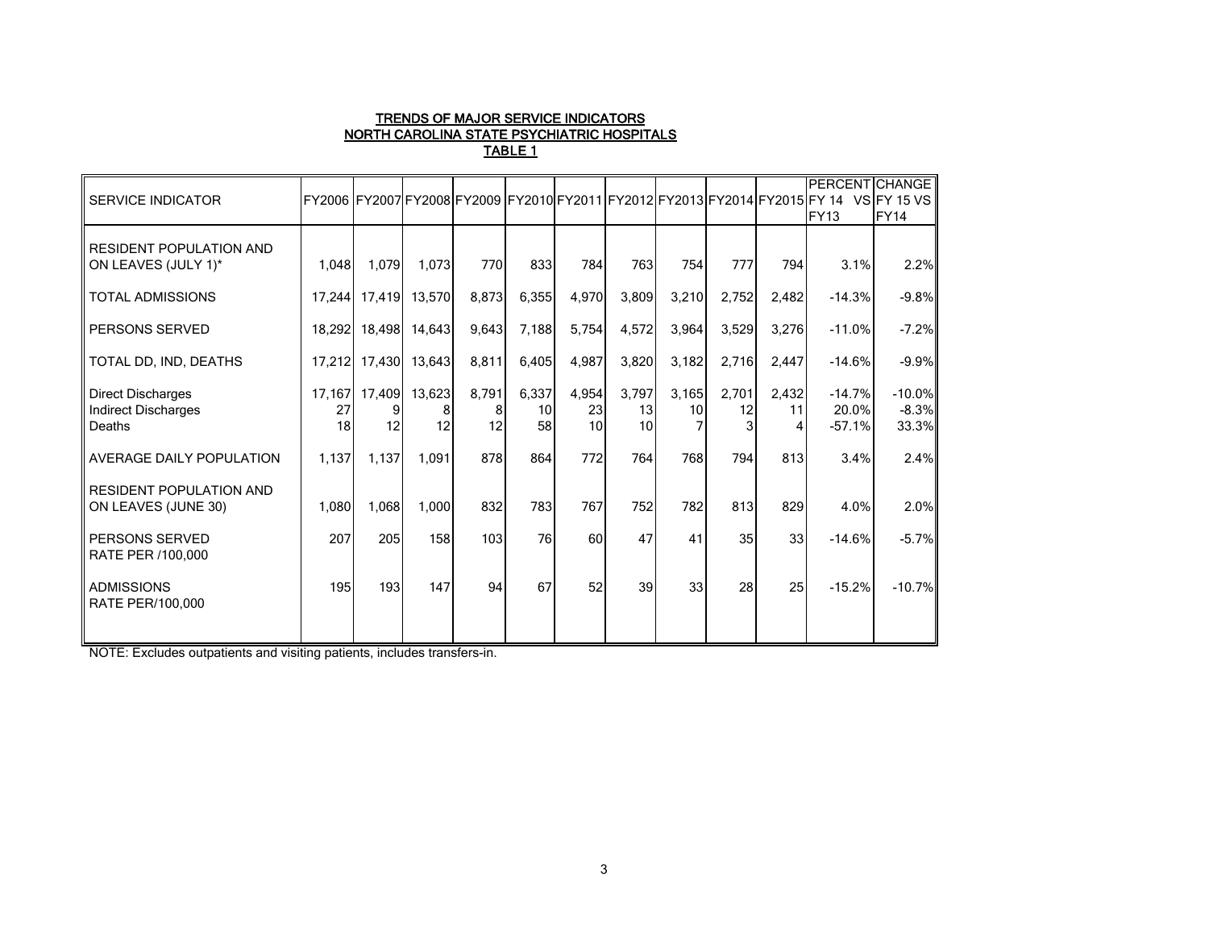# TRENDS OF MAJOR SERVICE INDICATORS
## NORTH CAROLINA STATE PSYCHIATRIC HOSPITALS
### TABLE 1

| SERVICE INDICATOR | FY2006 | FY2007 | FY2008 | FY2009 | FY2010 | FY2011 | FY2012 | FY2013 | FY2014 | FY2015 | PERCENT FY 14 VS FY13 | CHANGE FY 15 VS FY14 |
|---|---|---|---|---|---|---|---|---|---|---|---|---|
| RESIDENT POPULATION AND ON LEAVES (JULY 1)* | 1,048 | 1,079 | 1,073 | 770 | 833 | 784 | 763 | 754 | 777 | 794 | 3.1% | 2.2% |
| TOTAL ADMISSIONS | 17,244 | 17,419 | 13,570 | 8,873 | 6,355 | 4,970 | 3,809 | 3,210 | 2,752 | 2,482 | -14.3% | -9.8% |
| PERSONS SERVED | 18,292 | 18,498 | 14,643 | 9,643 | 7,188 | 5,754 | 4,572 | 3,964 | 3,529 | 3,276 | -11.0% | -7.2% |
| TOTAL DD, IND, DEATHS | 17,212 | 17,430 | 13,643 | 8,811 | 6,405 | 4,987 | 3,820 | 3,182 | 2,716 | 2,447 | -14.6% | -9.9% |
| Direct Discharges | 17,167 | 17,409 | 13,623 | 8,791 | 6,337 | 4,954 | 3,797 | 3,165 | 2,701 | 2,432 | -14.7% | -10.0% |
| Indirect Discharges | 27 | 9 | 8 | 8 | 10 | 23 | 13 | 10 | 12 | 11 | 20.0% | -8.3% |
| Deaths | 18 | 12 | 12 | 12 | 58 | 10 | 10 | 7 | 3 | 4 | -57.1% | 33.3% |
| AVERAGE DAILY POPULATION | 1,137 | 1,137 | 1,091 | 878 | 864 | 772 | 764 | 768 | 794 | 813 | 3.4% | 2.4% |
| RESIDENT POPULATION AND ON LEAVES (JUNE 30) | 1,080 | 1,068 | 1,000 | 832 | 783 | 767 | 752 | 782 | 813 | 829 | 4.0% | 2.0% |
| PERSONS SERVED RATE PER /100,000 | 207 | 205 | 158 | 103 | 76 | 60 | 47 | 41 | 35 | 33 | -14.6% | -5.7% |
| ADMISSIONS RATE PER/100,000 | 195 | 193 | 147 | 94 | 67 | 52 | 39 | 33 | 28 | 25 | -15.2% | -10.7% |

NOTE: Excludes outpatients and visiting patients, includes transfers-in.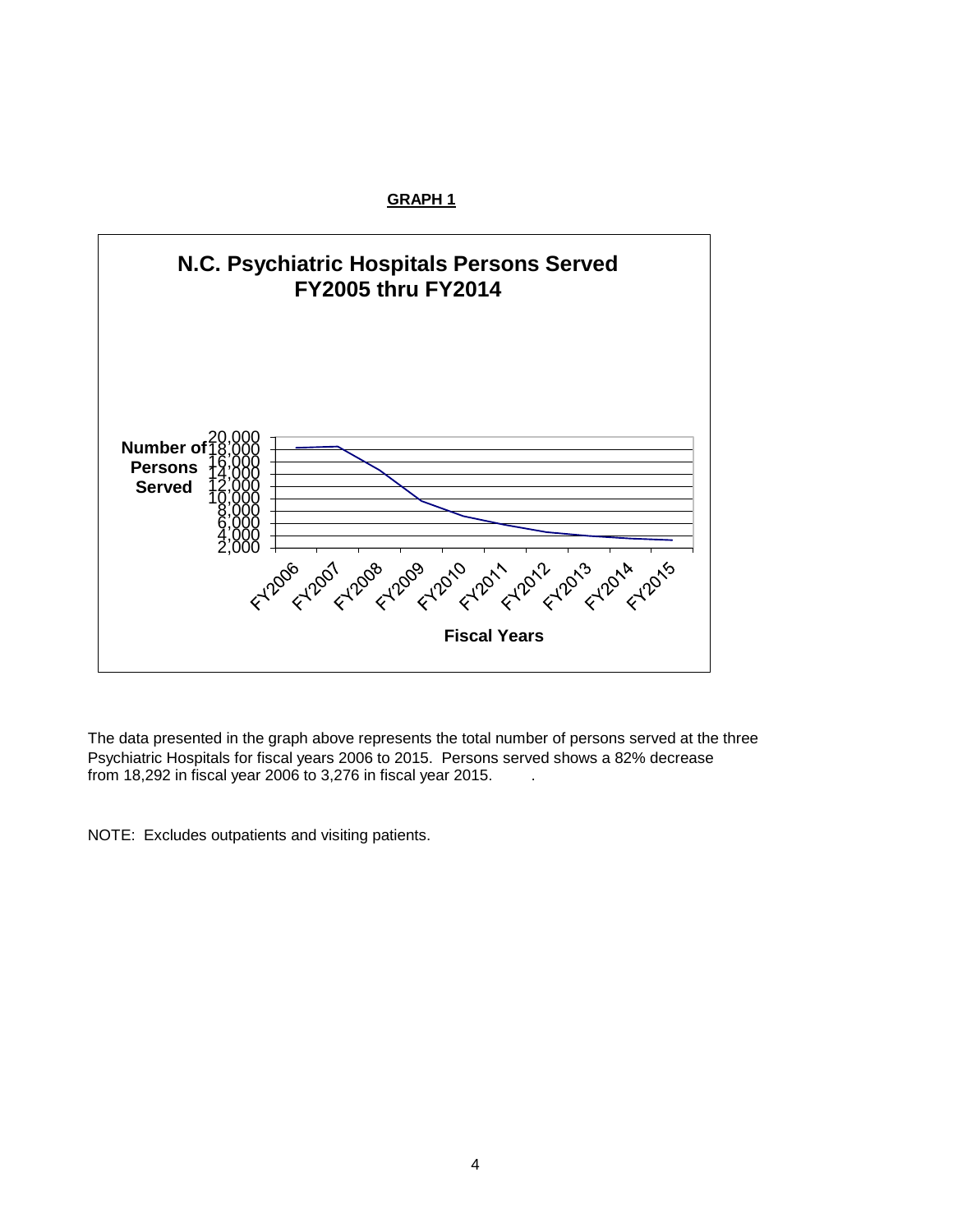**GRAPH 1**

**N.C. Psychiatric Hospitals Persons Served FY2005 thru FY2014**

Number of Persons Served

20,000
18,000
16,000
14,000
12,000
10,000
8,000
6,000
4,000
2,000

FY2006 FY2007 FY2008 FY2009 FY2010 FY2011 FY2012 FY2013 FY2014 FY2015

Fiscal Years

The data presented in the graph above represents the total number of persons served at the three Psychiatric Hospitals for fiscal years 2006 to 2015. Persons served shows a 82% decrease from 18,292 in fiscal year 2006 to 3,276 in fiscal year 2015. .

NOTE: Excludes outpatients and visiting patients.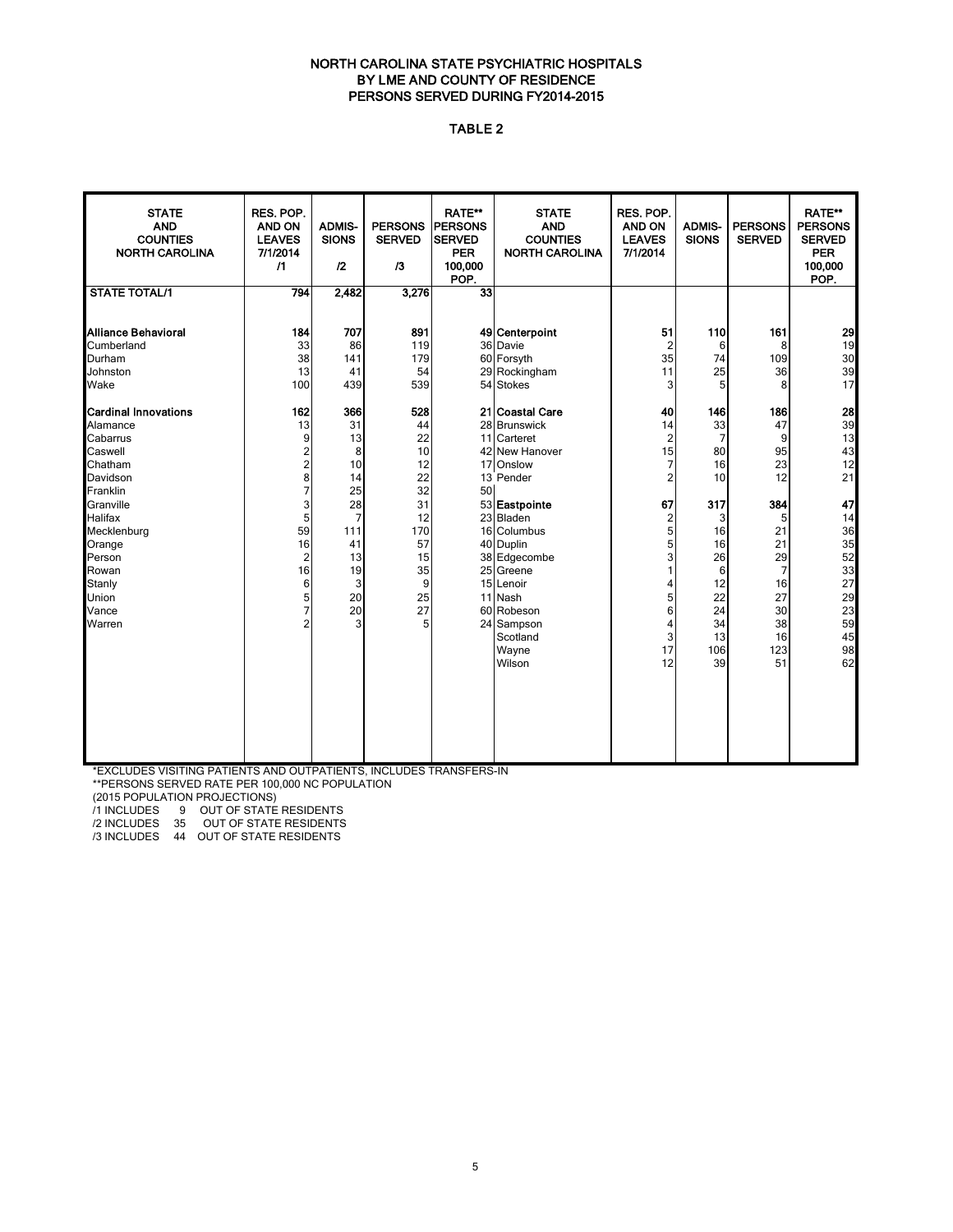# NORTH CAROLINA STATE PSYCHIATRIC HOSPITALS
## BY LME AND COUNTY OF RESIDENCE
## PERSONS SERVED DURING FY2014-2015

### TABLE 2

| STATE AND COUNTIES NORTH CAROLINA | RES. POP. AND ON LEAVES 7/1/2014 /1 | ADMIS-SIONS /2 | PERSONS SERVED /3 | RATE** PERSONS SERVED PER 100,000 POP. | STATE AND COUNTIES NORTH CAROLINA | RES. POP. AND ON LEAVES 7/1/2014 | ADMIS-SIONS | PERSONS SERVED | RATE** PERSONS SERVED PER 100,000 POP. |
|---|---|---|---|---|---|---|---|---|---|
| **STATE TOTAL/1** | **794** | **2,482** | **3,276** | **33** | | | | | |
| **Alliance Behavioral** | **184** | **707** | **891** | **49** | **Centerpoint** | **51** | **110** | **161** | **29** |
| Cumberland | 33 | 86 | 119 | 36 | Davie | 2 | 6 | 8 | 19 |
| Durham | 38 | 141 | 179 | 60 | Forsyth | 35 | 74 | 109 | 30 |
| Johnston | 13 | 41 | 54 | 29 | Rockingham | 11 | 25 | 36 | 39 |
| Wake | 100 | 439 | 539 | 54 | Stokes | 3 | 5 | 8 | 17 |
| **Cardinal Innovations** | **162** | **366** | **528** | **21** | **Coastal Care** | **40** | **146** | **186** | **28** |
| Alamance | 13 | 31 | 44 | 28 | Brunswick | 14 | 33 | 47 | 39 |
| Cabarrus | 9 | 13 | 22 | 11 | Carteret | 2 | 7 | 9 | 13 |
| Caswell | 2 | 8 | 10 | 42 | New Hanover | 15 | 80 | 95 | 43 |
| Chatham | 2 | 10 | 12 | 17 | Onslow | 7 | 16 | 23 | 12 |
| Davidson | 8 | 14 | 22 | 13 | Pender | 2 | 10 | 12 | 21 |
| Franklin | 7 | 25 | 32 | 50 | | | | | |
| Granville | 3 | 28 | 31 | 53 | **Eastpointe** | **67** | **317** | **384** | **47** |
| Halifax | 5 | 7 | 12 | 23 | Bladen | 2 | 3 | 5 | 14 |
| Mecklenburg | 59 | 111 | 170 | 16 | Columbus | 5 | 16 | 21 | 36 |
| Orange | 16 | 41 | 57 | 40 | Duplin | 5 | 16 | 21 | 35 |
| Person | 2 | 13 | 15 | 38 | Edgecombe | 3 | 26 | 29 | 52 |
| Rowan | 16 | 19 | 35 | 25 | Greene | 1 | 6 | 7 | 33 |
| Stanly | 6 | 3 | 9 | 15 | Lenoir | 4 | 12 | 16 | 27 |
| Union | 5 | 20 | 25 | 11 | Nash | 5 | 22 | 27 | 29 |
| Vance | 7 | 20 | 27 | 60 | Robeson | 6 | 24 | 30 | 23 |
| Warren | 2 | 3 | 5 | 24 | Sampson | 4 | 34 | 38 | 59 |
| | | | | | Scotland | 3 | 13 | 16 | 45 |
| | | | | | Wayne | 17 | 106 | 123 | 98 |
| | | | | | Wilson | 12 | 39 | 51 | 62 |

*EXCLUDES VISITING PATIENTS AND OUTPATIENTS, INCLUDES TRANSFERS-IN
**PERSONS SERVED RATE PER 100,000 NC POPULATION
(2015 POPULATION PROJECTIONS)
/1 INCLUDES 9 OUT OF STATE RESIDENTS
/2 INCLUDES 35 OUT OF STATE RESIDENTS
/3 INCLUDES 44 OUT OF STATE RESIDENTS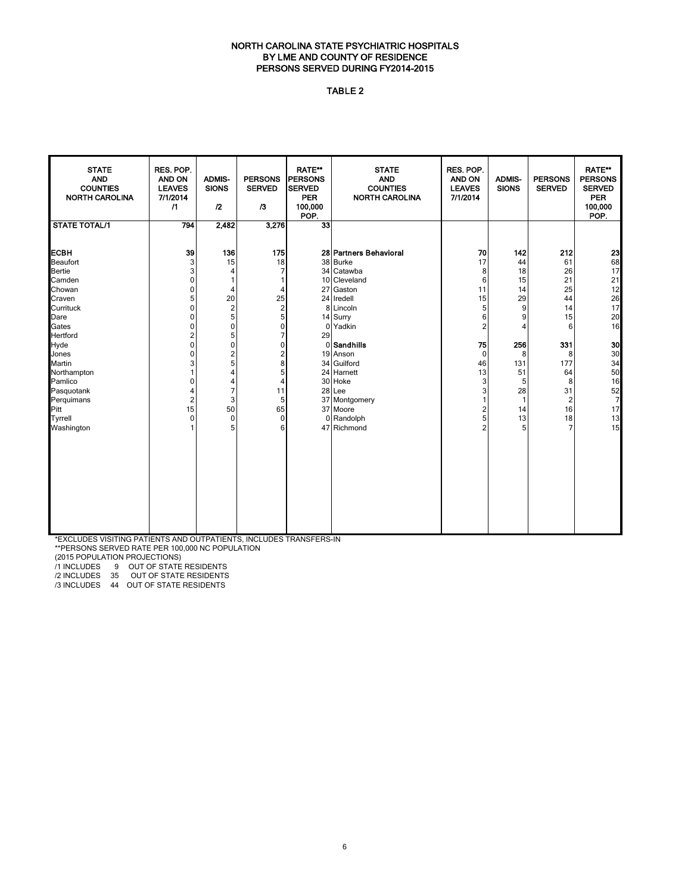# NORTH CAROLINA STATE PSYCHIATRIC HOSPITALS
## BY LME AND COUNTY OF RESIDENCE
## PERSONS SERVED DURING FY2014-2015

TABLE 2

| STATE AND COUNTIES NORTH CAROLINA | RES. POP. AND ON LEAVES 7/1/2014 /1 | ADMIS-SIONS /2 | PERSONS SERVED /3 | RATE** PERSONS SERVED PER 100,000 POP. | STATE AND COUNTIES NORTH CAROLINA | RES. POP. AND ON LEAVES 7/1/2014 | ADMIS-SIONS | PERSONS SERVED | RATE** PERSONS SERVED PER 100,000 POP. |
|---|---|---|---|---|---|---|---|---|---|
| **STATE TOTAL/1** | **794** | **2,482** | **3,276** | **33** | | | | | |
| **ECBH** | **39** | **136** | **175** | **28** | **Partners Behavioral** | **70** | **142** | **212** | **23** |
| Beaufort | 3 | 15 | 18 | 38 | Burke | 17 | 44 | 61 | 68 |
| Bertie | 3 | 4 | 7 | 34 | Catawba | 8 | 18 | 26 | 17 |
| Camden | 0 | 1 | 1 | 10 | Cleveland | 6 | 15 | 21 | 21 |
| Chowan | 0 | 4 | 4 | 27 | Gaston | 11 | 14 | 25 | 12 |
| Craven | 5 | 20 | 25 | 24 | Iredell | 15 | 29 | 44 | 26 |
| Currituck | 0 | 2 | 2 | 8 | Lincoln | 5 | 9 | 14 | 17 |
| Dare | 0 | 5 | 5 | 14 | Surry | 6 | 9 | 15 | 20 |
| Gates | 0 | 0 | 0 | 0 | Yadkin | 2 | 4 | 6 | 16 |
| Hertford | 2 | 5 | 7 | 29 | | | | | |
| Hyde | 0 | 0 | 0 | 0 | **Sandhills** | **75** | **256** | **331** | **30** |
| Jones | 0 | 2 | 2 | 19 | Anson | 0 | 8 | 8 | 30 |
| Martin | 3 | 5 | 8 | 34 | Guilford | 46 | 131 | 177 | 34 |
| Northampton | 1 | 4 | 5 | 24 | Harnett | 13 | 51 | 64 | 50 |
| Pamlico | 0 | 4 | 4 | 30 | Hoke | 3 | 5 | 8 | 16 |
| Pasquotank | 4 | 7 | 11 | 28 | Lee | 3 | 28 | 31 | 52 |
| Perquimans | 2 | 3 | 5 | 37 | Montgomery | 1 | 1 | 2 | 7 |
| Pitt | 15 | 50 | 65 | 37 | Moore | 2 | 14 | 16 | 17 |
| Tyrrell | 0 | 0 | 0 | 0 | Randolph | 5 | 13 | 18 | 13 |
| Washington | 1 | 5 | 6 | 47 | Richmond | 2 | 5 | 7 | 15 |

*EXCLUDES VISITING PATIENTS AND OUTPATIENTS, INCLUDES TRANSFERS-IN
**PERSONS SERVED RATE PER 100,000 NC POPULATION
(2015 POPULATION PROJECTIONS)
/1 INCLUDES 9 OUT OF STATE RESIDENTS
/2 INCLUDES 35 OUT OF STATE RESIDENTS
/3 INCLUDES 44 OUT OF STATE RESIDENTS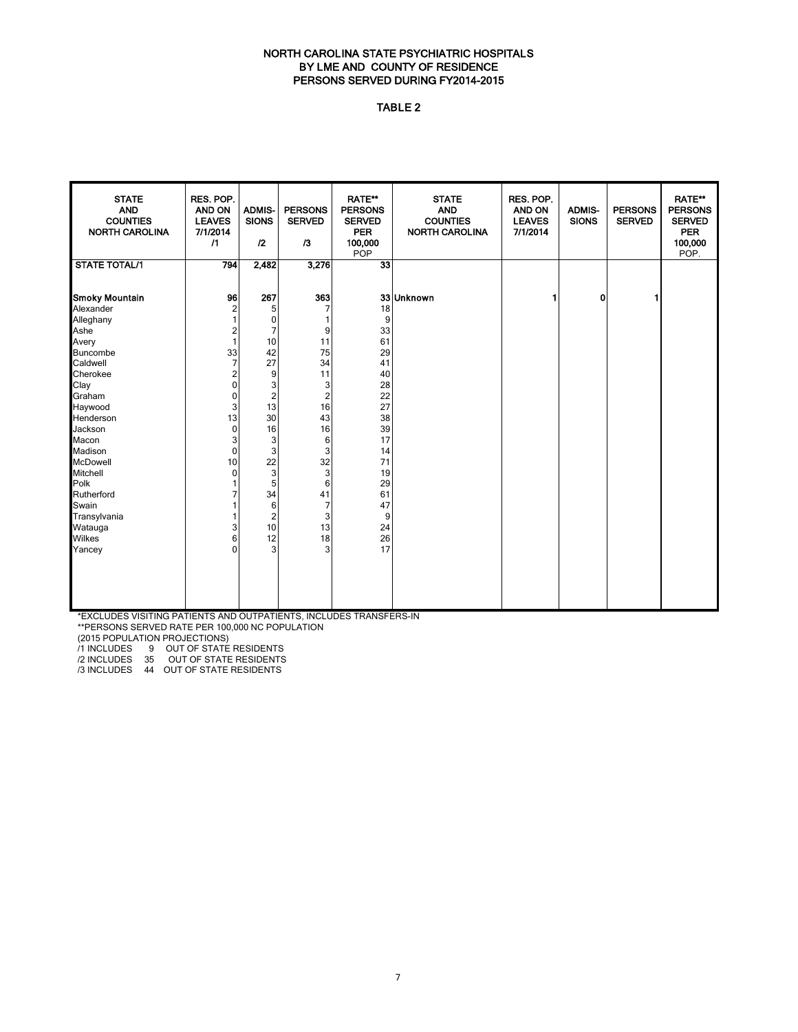# NORTH CAROLINA STATE PSYCHIATRIC HOSPITALS
## BY LME AND COUNTY OF RESIDENCE
## PERSONS SERVED DURING FY2014-2015

### TABLE 2

| STATE AND COUNTIES NORTH CAROLINA | RES. POP. AND ON LEAVES 7/1/2014 /1 | ADMIS-SIONS /2 | PERSONS SERVED /3 | RATE** PERSONS SERVED PER 100,000 POP | STATE AND COUNTIES NORTH CAROLINA | RES. POP. AND ON LEAVES 7/1/2014 | ADMIS-SIONS | PERSONS SERVED | RATE** PERSONS SERVED PER 100,000 POP. |
|---|---|---|---|---|---|---|---|---|---|
| **STATE TOTAL/1** | **794** | **2,482** | **3,276** | **33** | | | | | |
| **Smoky Mountain** | **96** | **267** | **363** | **33** | **Unknown** | **1** | **0** | **1** | |
| Alexander | 2 | 5 | 7 | 18 | | | | | |
| Alleghany | 1 | 0 | 1 | 9 | | | | | |
| Ashe | 2 | 7 | 9 | 33 | | | | | |
| Avery | 1 | 10 | 11 | 61 | | | | | |
| Buncombe | 33 | 42 | 75 | 29 | | | | | |
| Caldwell | 7 | 27 | 34 | 41 | | | | | |
| Cherokee | 2 | 9 | 11 | 40 | | | | | |
| Clay | 0 | 3 | 3 | 28 | | | | | |
| Graham | 0 | 2 | 2 | 22 | | | | | |
| Haywood | 3 | 13 | 16 | 27 | | | | | |
| Henderson | 13 | 30 | 43 | 38 | | | | | |
| Jackson | 0 | 16 | 16 | 39 | | | | | |
| Macon | 3 | 3 | 6 | 17 | | | | | |
| Madison | 0 | 3 | 3 | 14 | | | | | |
| McDowell | 10 | 22 | 32 | 71 | | | | | |
| Mitchell | 0 | 3 | 3 | 19 | | | | | |
| Polk | 1 | 5 | 6 | 29 | | | | | |
| Rutherford | 7 | 34 | 41 | 61 | | | | | |
| Swain | 1 | 6 | 7 | 47 | | | | | |
| Transylvania | 1 | 2 | 3 | 9 | | | | | |
| Watauga | 3 | 10 | 13 | 24 | | | | | |
| Wilkes | 6 | 12 | 18 | 26 | | | | | |
| Yancey | 0 | 3 | 3 | 17 | | | | | |

*EXCLUDES VISITING PATIENTS AND OUTPATIENTS, INCLUDES TRANSFERS-IN
**PERSONS SERVED RATE PER 100,000 NC POPULATION
(2015 POPULATION PROJECTIONS)
/1 INCLUDES 9 OUT OF STATE RESIDENTS
/2 INCLUDES 35 OUT OF STATE RESIDENTS
/3 INCLUDES 44 OUT OF STATE RESIDENTS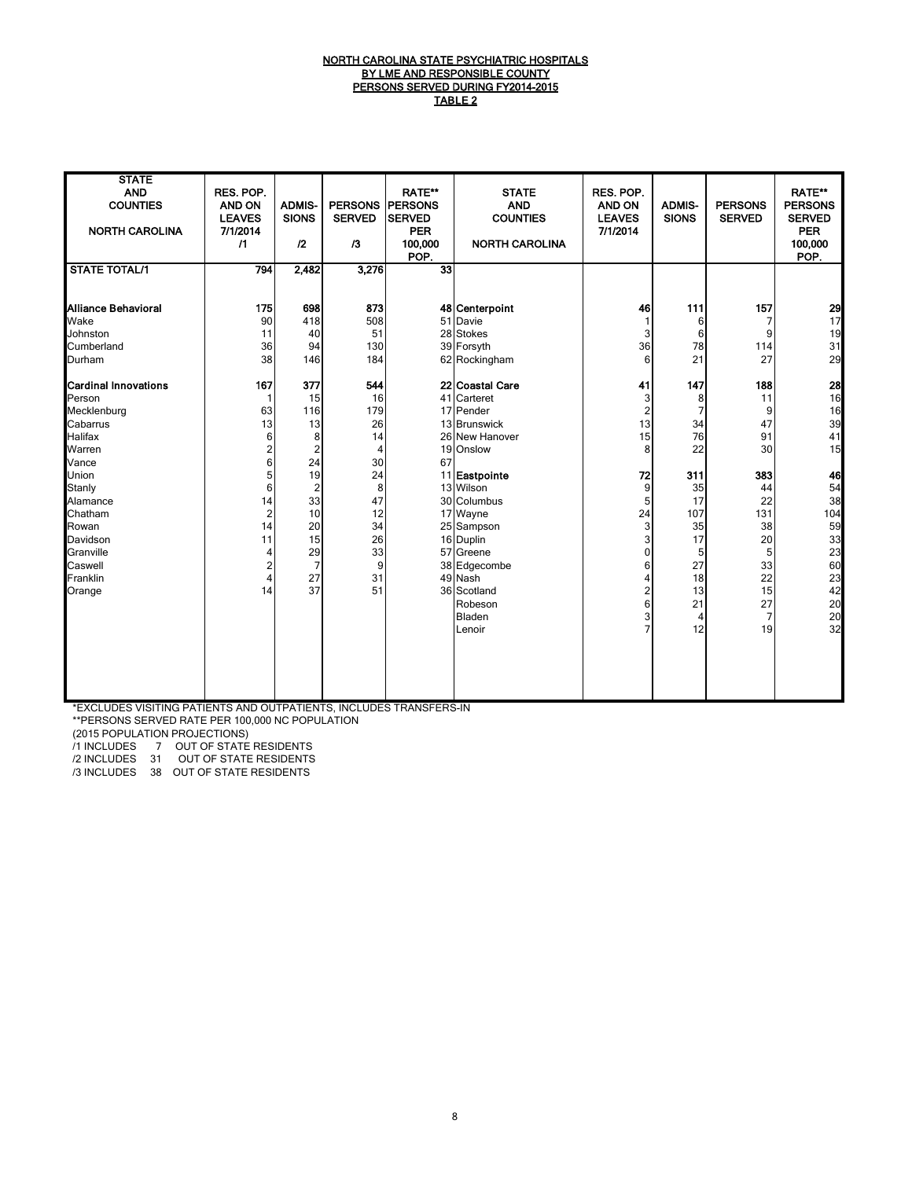**NORTH CAROLINA STATE PSYCHIATRIC HOSPITALS**
**BY LME AND RESPONSIBLE COUNTY**
**PERSONS SERVED DURING FY2014-2015**
**TABLE 2**

| STATE AND COUNTIES NORTH CAROLINA | RES. POP. AND ON LEAVES 7/1/2014 /1 | ADMIS-SIONS /2 | PERSONS SERVED /3 | RATE** PERSONS SERVED PER 100,000 POP. | STATE AND COUNTIES NORTH CAROLINA | RES. POP. AND ON LEAVES 7/1/2014 | ADMIS-SIONS | PERSONS SERVED | RATE** PERSONS SERVED PER 100,000 POP. |
|---|---|---|---|---|---|---|---|---|---|
| **STATE TOTAL/1** | **794** | **2,482** | **3,276** | **33** | | | | | |
| **Alliance Behavioral** | **175** | **698** | **873** | **48** | **Centerpoint** | **46** | **111** | **157** | **29** |
| Wake | 90 | 418 | 508 | 51 | Davie | 1 | 6 | 7 | 17 |
| Johnston | 11 | 40 | 51 | 28 | Stokes | 3 | 6 | 9 | 19 |
| Cumberland | 36 | 94 | 130 | 39 | Forsyth | 36 | 78 | 114 | 31 |
| Durham | 38 | 146 | 184 | 62 | Rockingham | 6 | 21 | 27 | 29 |
| **Cardinal Innovations** | **167** | **377** | **544** | **22** | **Coastal Care** | **41** | **147** | **188** | **28** |
| Person | 1 | 15 | 16 | 41 | Carteret | 3 | 8 | 11 | 16 |
| Mecklenburg | 63 | 116 | 179 | 17 | Pender | 2 | 7 | 9 | 16 |
| Cabarrus | 13 | 13 | 26 | 13 | Brunswick | 13 | 34 | 47 | 39 |
| Halifax | 6 | 8 | 14 | 26 | New Hanover | 15 | 76 | 91 | 41 |
| Warren | 2 | 2 | 4 | 19 | Onslow | 8 | 22 | 30 | 15 |
| Vance | 6 | 24 | 30 | 67 | | | | | |
| Union | 5 | 19 | 24 | 11 | **Eastpointe** | **72** | **311** | **383** | **46** |
| Stanly | 6 | 2 | 8 | 13 | Wilson | 9 | 35 | 44 | 54 |
| Alamance | 14 | 33 | 47 | 30 | Columbus | 5 | 17 | 22 | 38 |
| Chatham | 2 | 10 | 12 | 17 | Wayne | 24 | 107 | 131 | 104 |
| Rowan | 14 | 20 | 34 | 25 | Sampson | 3 | 35 | 38 | 59 |
| Davidson | 11 | 15 | 26 | 16 | Duplin | 3 | 17 | 20 | 33 |
| Granville | 4 | 29 | 33 | 57 | Greene | 0 | 5 | 5 | 23 |
| Caswell | 2 | 7 | 9 | 38 | Edgecombe | 6 | 27 | 33 | 60 |
| Franklin | 4 | 27 | 31 | 49 | Nash | 4 | 18 | 22 | 23 |
| Orange | 14 | 37 | 51 | 36 | Scotland | 2 | 13 | 15 | 42 |
| | | | | | Robeson | 6 | 21 | 27 | 20 |
| | | | | | Bladen | 3 | 4 | 7 | 20 |
| | | | | | Lenoir | 7 | 12 | 19 | 32 |

*EXCLUDES VISITING PATIENTS AND OUTPATIENTS, INCLUDES TRANSFERS-IN
**PERSONS SERVED RATE PER 100,000 NC POPULATION
(2015 POPULATION PROJECTIONS)
/1 INCLUDES 7 OUT OF STATE RESIDENTS
/2 INCLUDES 31 OUT OF STATE RESIDENTS
/3 INCLUDES 38 OUT OF STATE RESIDENTS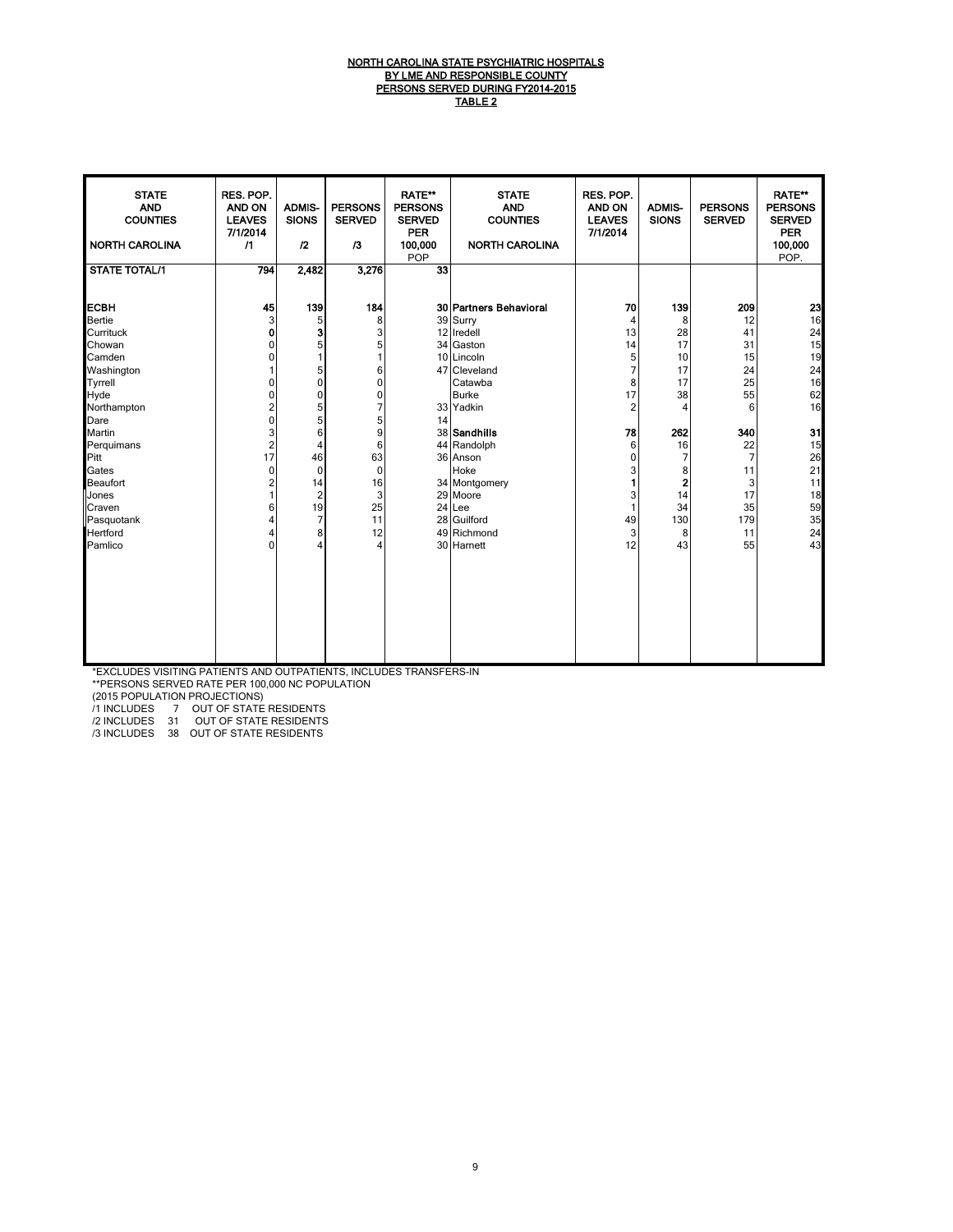# NORTH CAROLINA STATE PSYCHIATRIC HOSPITALS
## BY LME AND RESPONSIBLE COUNTY
## PERSONS SERVED DURING FY2014-2015
## TABLE 2

| STATE AND COUNTIES NORTH CAROLINA | RES. POP. AND ON LEAVES 7/1/2014 /1 | ADMIS-SIONS /2 | PERSONS SERVED /3 | RATE** PERSONS SERVED PER 100,000 POP | STATE AND COUNTIES NORTH CAROLINA | RES. POP. AND ON LEAVES 7/1/2014 | ADMIS-SIONS | PERSONS SERVED | RATE** PERSONS SERVED PER 100,000 POP. |
|---|---|---|---|---|---|---|---|---|---|
| **STATE TOTAL/1** | **794** | **2,482** | **3,276** | **33** | | | | | |
| **ECBH** | **45** | **139** | **184** | **30** | **Partners Behavioral** | **70** | **139** | **209** | **23** |
| Bertie | 3 | 5 | 8 | 39 | Surry | 4 | 8 | 12 | 16 |
| Currituck | **0** | **3** | 3 | 12 | Iredell | 13 | 28 | 41 | 24 |
| Chowan | 0 | 5 | 5 | 34 | Gaston | 14 | 17 | 31 | 15 |
| Camden | 0 | 1 | 1 | 10 | Lincoln | 5 | 10 | 15 | 19 |
| Washington | 1 | 5 | 6 | 47 | Cleveland | 7 | 17 | 24 | 24 |
| Tyrrell | 0 | 0 | 0 | | Catawba | 8 | 17 | 25 | 16 |
| Hyde | 0 | 0 | 0 | | Burke | 17 | 38 | 55 | 62 |
| Northampton | 2 | 5 | 7 | 33 | Yadkin | 2 | 4 | 6 | 16 |
| Dare | 0 | 5 | 5 | 14 | | | | | |
| Martin | 3 | 6 | 9 | 38 | **Sandhills** | **78** | **262** | **340** | **31** |
| Perquimans | 2 | 4 | 6 | 44 | Randolph | 6 | 16 | 22 | 15 |
| Pitt | 17 | 46 | 63 | 36 | Anson | 0 | 7 | 7 | 26 |
| Gates | 0 | 0 | 0 | | Hoke | 3 | 8 | 11 | 21 |
| Beaufort | 2 | 14 | 16 | 34 | Montgomery | **1** | **2** | 3 | 11 |
| Jones | 1 | 2 | 3 | 29 | Moore | 3 | 14 | 17 | 18 |
| Craven | 6 | 19 | 25 | 24 | Lee | 1 | 34 | 35 | 59 |
| Pasquotank | 4 | 7 | 11 | 28 | Guilford | 49 | 130 | 179 | 35 |
| Hertford | 4 | 8 | 12 | 49 | Richmond | 3 | 8 | 11 | 24 |
| Pamlico | 0 | 4 | 4 | 30 | Harnett | 12 | 43 | 55 | 43 |

*EXCLUDES VISITING PATIENTS AND OUTPATIENTS, INCLUDES TRANSFERS-IN

**PERSONS SERVED RATE PER 100,000 NC POPULATION

(2015 POPULATION PROJECTIONS)

/1 INCLUDES 7 OUT OF STATE RESIDENTS

/2 INCLUDES 31 OUT OF STATE RESIDENTS

/3 INCLUDES 38 OUT OF STATE RESIDENTS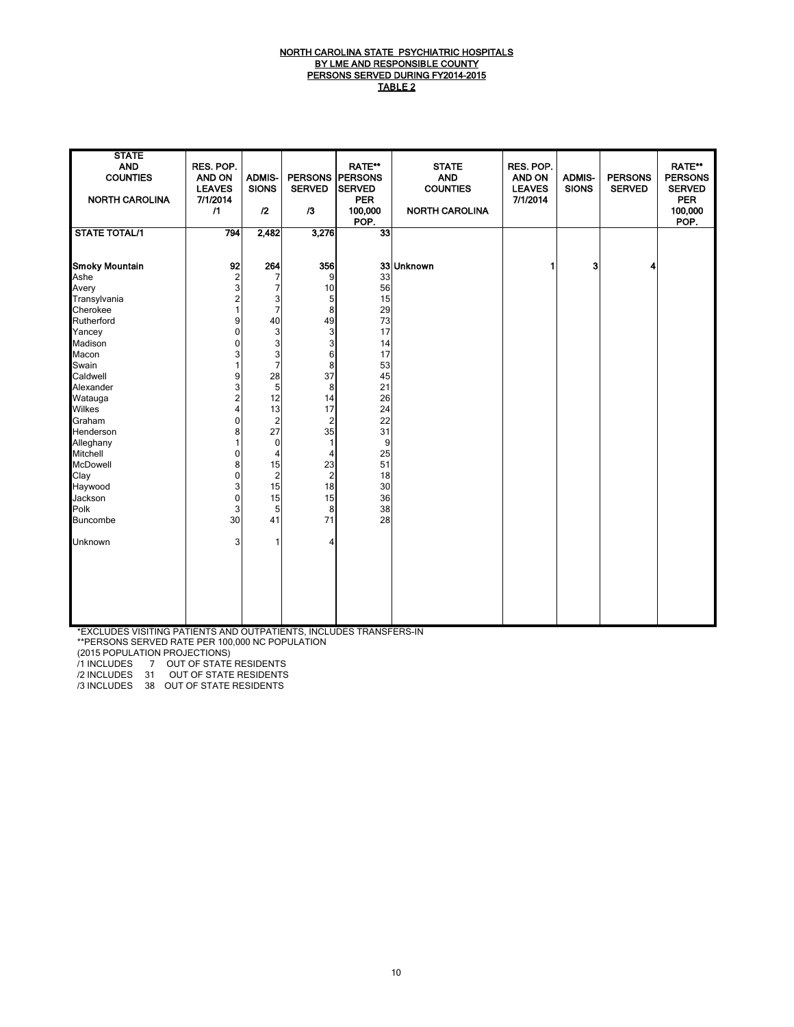# NORTH CAROLINA STATE PSYCHIATRIC HOSPITALS
## BY LME AND RESPONSIBLE COUNTY
## PERSONS SERVED DURING FY2014-2015
## TABLE 2

| STATE AND COUNTIES NORTH CAROLINA | RES. POP. AND ON LEAVES 7/1/2014 /1 | ADMIS-SIONS /2 | PERSONS SERVED /3 | RATE** PERSONS SERVED PER 100,000 POP. | STATE AND COUNTIES NORTH CAROLINA | RES. POP. AND ON LEAVES 7/1/2014 | ADMIS-SIONS | PERSONS SERVED | RATE** PERSONS SERVED PER 100,000 POP. |
|---|---|---|---|---|---|---|---|---|---|
| **STATE TOTAL/1** | **794** | **2,482** | **3,276** | **33** | | | | | |
| **Smoky Mountain** | **92** | **264** | **356** | **33** | **Unknown** | **1** | **3** | **4** | |
| Ashe | 2 | 7 | 9 | 33 | | | | | |
| Avery | 3 | 7 | 10 | 56 | | | | | |
| Transylvania | 2 | 3 | 5 | 15 | | | | | |
| Cherokee | 1 | 7 | 8 | 29 | | | | | |
| Rutherford | 9 | 40 | 49 | 73 | | | | | |
| Yancey | 0 | 3 | 3 | 17 | | | | | |
| Madison | 0 | 3 | 3 | 14 | | | | | |
| Macon | 3 | 3 | 6 | 17 | | | | | |
| Swain | 1 | 7 | 8 | 53 | | | | | |
| Caldwell | 9 | 28 | 37 | 45 | | | | | |
| Alexander | 3 | 5 | 8 | 21 | | | | | |
| Watauga | 2 | 12 | 14 | 26 | | | | | |
| Wilkes | 4 | 13 | 17 | 24 | | | | | |
| Graham | 0 | 2 | 2 | 22 | | | | | |
| Henderson | 8 | 27 | 35 | 31 | | | | | |
| Alleghany | 1 | 0 | 1 | 9 | | | | | |
| Mitchell | 0 | 4 | 4 | 25 | | | | | |
| McDowell | 8 | 15 | 23 | 51 | | | | | |
| Clay | 0 | 2 | 2 | 18 | | | | | |
| Haywood | 3 | 15 | 18 | 30 | | | | | |
| Jackson | 0 | 15 | 15 | 36 | | | | | |
| Polk | 3 | 5 | 8 | 38 | | | | | |
| Buncombe | 30 | 41 | 71 | 28 | | | | | |
| Unknown | 3 | 1 | 4 | | | | | | |

*EXCLUDES VISITING PATIENTS AND OUTPATIENTS, INCLUDES TRANSFERS-IN
**PERSONS SERVED RATE PER 100,000 NC POPULATION
(2015 POPULATION PROJECTIONS)
/1 INCLUDES 7 OUT OF STATE RESIDENTS
/2 INCLUDES 31 OUT OF STATE RESIDENTS
/3 INCLUDES 38 OUT OF STATE RESIDENTS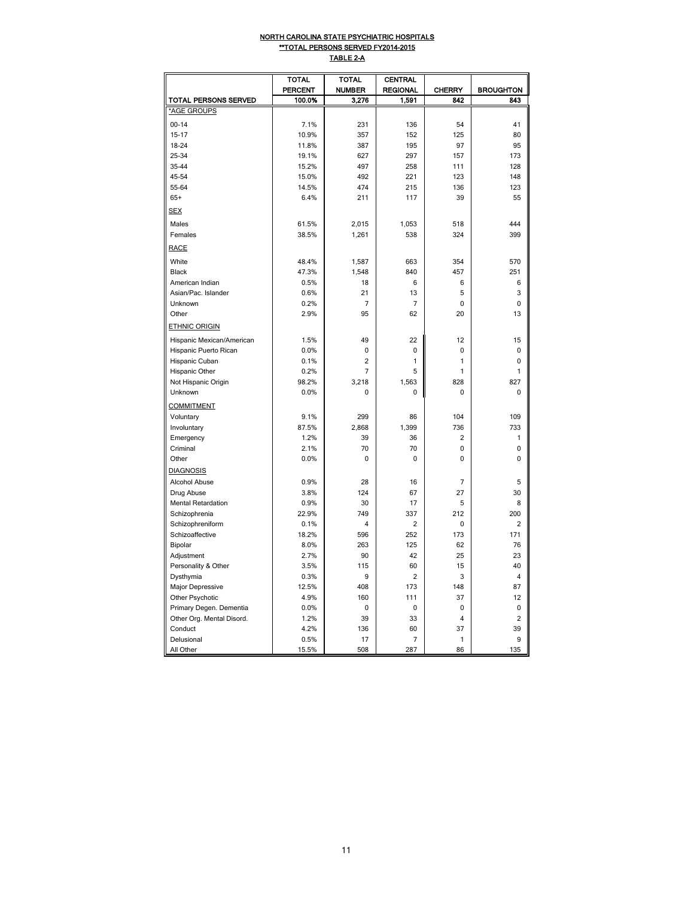NORTH CAROLINA STATE PSYCHIATRIC HOSPITALS

**TOTAL PERSONS SERVED FY2014-2015

TABLE 2-A

| | TOTAL PERCENT | TOTAL NUMBER | CENTRAL REGIONAL | CHERRY | BROUGHTON |
|---|---|---|---|---|---|
| **TOTAL PERSONS SERVED** | **100.0%** | **3,276** | **1,591** | **842** | **843** |
| *AGE GROUPS | | | | | |
| 00-14 | 7.1% | 231 | 136 | 54 | 41 |
| 15-17 | 10.9% | 357 | 152 | 125 | 80 |
| 18-24 | 11.8% | 387 | 195 | 97 | 95 |
| 25-34 | 19.1% | 627 | 297 | 157 | 173 |
| 35-44 | 15.2% | 497 | 258 | 111 | 128 |
| 45-54 | 15.0% | 492 | 221 | 123 | 148 |
| 55-64 | 14.5% | 474 | 215 | 136 | 123 |
| 65+ | 6.4% | 211 | 117 | 39 | 55 |
| SEX | | | | | |
| Males | 61.5% | 2,015 | 1,053 | 518 | 444 |
| Females | 38.5% | 1,261 | 538 | 324 | 399 |
| RACE | | | | | |
| White | 48.4% | 1,587 | 663 | 354 | 570 |
| Black | 47.3% | 1,548 | 840 | 457 | 251 |
| American Indian | 0.5% | 18 | 6 | 6 | 6 |
| Asian/Pac. Islander | 0.6% | 21 | 13 | 5 | 3 |
| Unknown | 0.2% | 7 | 7 | 0 | 0 |
| Other | 2.9% | 95 | 62 | 20 | 13 |
| ETHNIC ORIGIN | | | | | |
| Hispanic Mexican/American | 1.5% | 49 | 22 | 12 | 15 |
| Hispanic Puerto Rican | 0.0% | 0 | 0 | 0 | 0 |
| Hispanic Cuban | 0.1% | 2 | 1 | 1 | 0 |
| Hispanic Other | 0.2% | 7 | 5 | 1 | 1 |
| Not Hispanic Origin | 98.2% | 3,218 | 1,563 | 828 | 827 |
| Unknown | 0.0% | 0 | 0 | 0 | 0 |
| COMMITMENT | | | | | |
| Voluntary | 9.1% | 299 | 86 | 104 | 109 |
| Involuntary | 87.5% | 2,868 | 1,399 | 736 | 733 |
| Emergency | 1.2% | 39 | 36 | 2 | 1 |
| Criminal | 2.1% | 70 | 70 | 0 | 0 |
| Other | 0.0% | 0 | 0 | 0 | 0 |
| DIAGNOSIS | | | | | |
| Alcohol Abuse | 0.9% | 28 | 16 | 7 | 5 |
| Drug Abuse | 3.8% | 124 | 67 | 27 | 30 |
| Mental Retardation | 0.9% | 30 | 17 | 5 | 8 |
| Schizophrenia | 22.9% | 749 | 337 | 212 | 200 |
| Schizophreniform | 0.1% | 4 | 2 | 0 | 2 |
| Schizoaffective | 18.2% | 596 | 252 | 173 | 171 |
| Bipolar | 8.0% | 263 | 125 | 62 | 76 |
| Adjustment | 2.7% | 90 | 42 | 25 | 23 |
| Personality & Other | 3.5% | 115 | 60 | 15 | 40 |
| Dysthymia | 0.3% | 9 | 2 | 3 | 4 |
| Major Depressive | 12.5% | 408 | 173 | 148 | 87 |
| Other Psychotic | 4.9% | 160 | 111 | 37 | 12 |
| Primary Degen. Dementia | 0.0% | 0 | 0 | 0 | 0 |
| Other Org. Mental Disord. | 1.2% | 39 | 33 | 4 | 2 |
| Conduct | 4.2% | 136 | 60 | 37 | 39 |
| Delusional | 0.5% | 17 | 7 | 1 | 9 |
| All Other | 15.5% | 508 | 287 | 86 | 135 |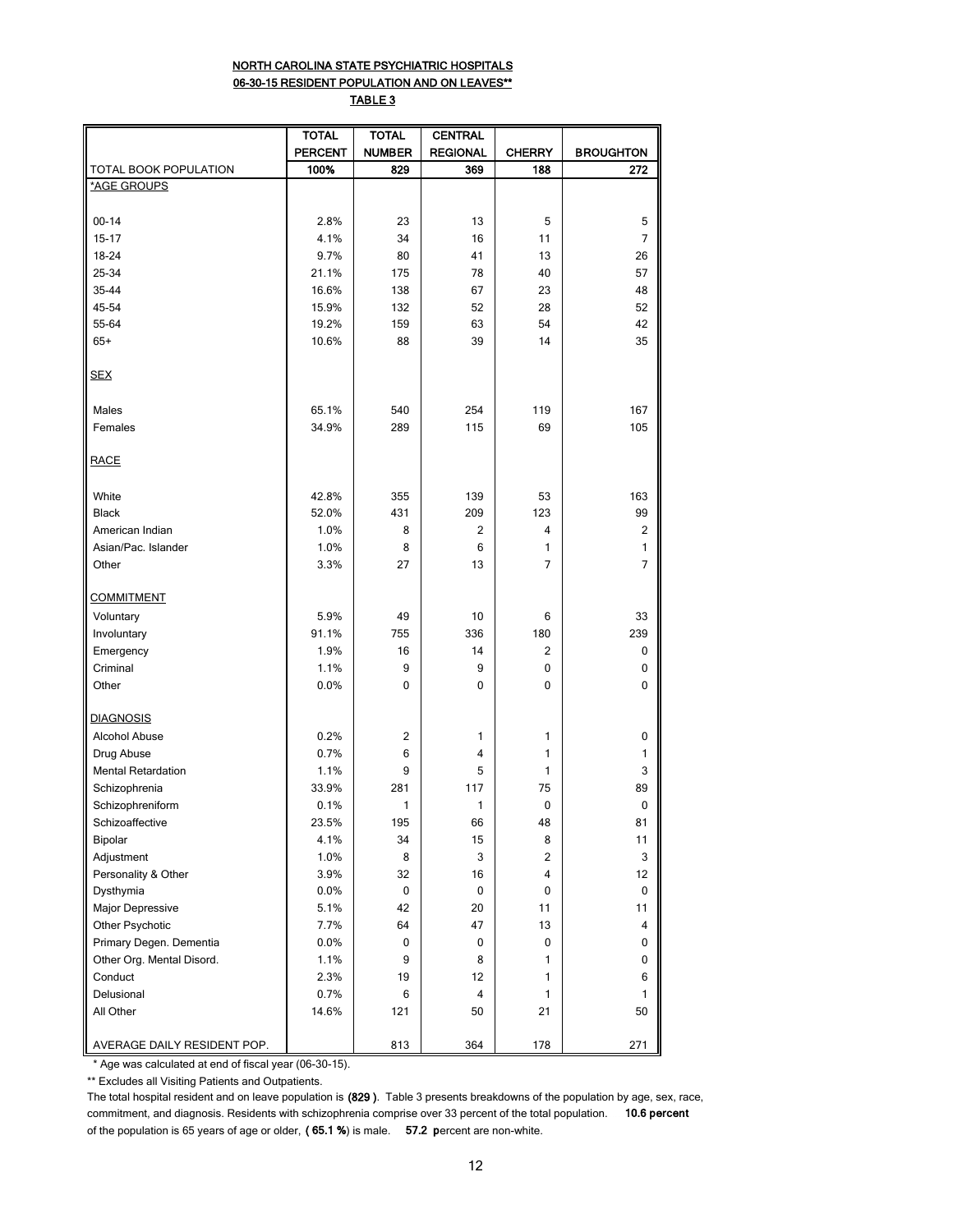# NORTH CAROLINA STATE PSYCHIATRIC HOSPITALS
## 06-30-15 RESIDENT POPULATION AND ON LEAVES**
### TABLE 3

| | TOTAL PERCENT | TOTAL NUMBER | CENTRAL REGIONAL | CHERRY | BROUGHTON |
|---|---|---|---|---|---|
| TOTAL BOOK POPULATION | 100% | 829 | 369 | 188 | 272 |
| *AGE GROUPS | | | | | |
| 00-14 | 2.8% | 23 | 13 | 5 | 5 |
| 15-17 | 4.1% | 34 | 16 | 11 | 7 |
| 18-24 | 9.7% | 80 | 41 | 13 | 26 |
| 25-34 | 21.1% | 175 | 78 | 40 | 57 |
| 35-44 | 16.6% | 138 | 67 | 23 | 48 |
| 45-54 | 15.9% | 132 | 52 | 28 | 52 |
| 55-64 | 19.2% | 159 | 63 | 54 | 42 |
| 65+ | 10.6% | 88 | 39 | 14 | 35 |
| SEX | | | | | |
| Males | 65.1% | 540 | 254 | 119 | 167 |
| Females | 34.9% | 289 | 115 | 69 | 105 |
| RACE | | | | | |
| White | 42.8% | 355 | 139 | 53 | 163 |
| Black | 52.0% | 431 | 209 | 123 | 99 |
| American Indian | 1.0% | 8 | 2 | 4 | 2 |
| Asian/Pac. Islander | 1.0% | 8 | 6 | 1 | 1 |
| Other | 3.3% | 27 | 13 | 7 | 7 |
| COMMITMENT | | | | | |
| Voluntary | 5.9% | 49 | 10 | 6 | 33 |
| Involuntary | 91.1% | 755 | 336 | 180 | 239 |
| Emergency | 1.9% | 16 | 14 | 2 | 0 |
| Criminal | 1.1% | 9 | 9 | 0 | 0 |
| Other | 0.0% | 0 | 0 | 0 | 0 |
| DIAGNOSIS | | | | | |
| Alcohol Abuse | 0.2% | 2 | 1 | 1 | 0 |
| Drug Abuse | 0.7% | 6 | 4 | 1 | 1 |
| Mental Retardation | 1.1% | 9 | 5 | 1 | 3 |
| Schizophrenia | 33.9% | 281 | 117 | 75 | 89 |
| Schizophreniform | 0.1% | 1 | 1 | 0 | 0 |
| Schizoaffective | 23.5% | 195 | 66 | 48 | 81 |
| Bipolar | 4.1% | 34 | 15 | 8 | 11 |
| Adjustment | 1.0% | 8 | 3 | 2 | 3 |
| Personality & Other | 3.9% | 32 | 16 | 4 | 12 |
| Dysthymia | 0.0% | 0 | 0 | 0 | 0 |
| Major Depressive | 5.1% | 42 | 20 | 11 | 11 |
| Other Psychotic | 7.7% | 64 | 47 | 13 | 4 |
| Primary Degen. Dementia | 0.0% | 0 | 0 | 0 | 0 |
| Other Org. Mental Disord. | 1.1% | 9 | 8 | 1 | 0 |
| Conduct | 2.3% | 19 | 12 | 1 | 6 |
| Delusional | 0.7% | 6 | 4 | 1 | 1 |
| All Other | 14.6% | 121 | 50 | 21 | 50 |
| AVERAGE DAILY RESIDENT POP. | | 813 | 364 | 178 | 271 |

\* Age was calculated at end of fiscal year (06-30-15).

** Excludes all Visiting Patients and Outpatients.

The total hospital resident and on leave population is **(829 )**. Table 3 presents breakdowns of the population by age, sex, race, commitment, and diagnosis. Residents with schizophrenia comprise over 33 percent of the total population. **10.6 percent** of the population is 65 years of age or older, **( 65.1 %**) is male. **57.2 p**ercent are non-white.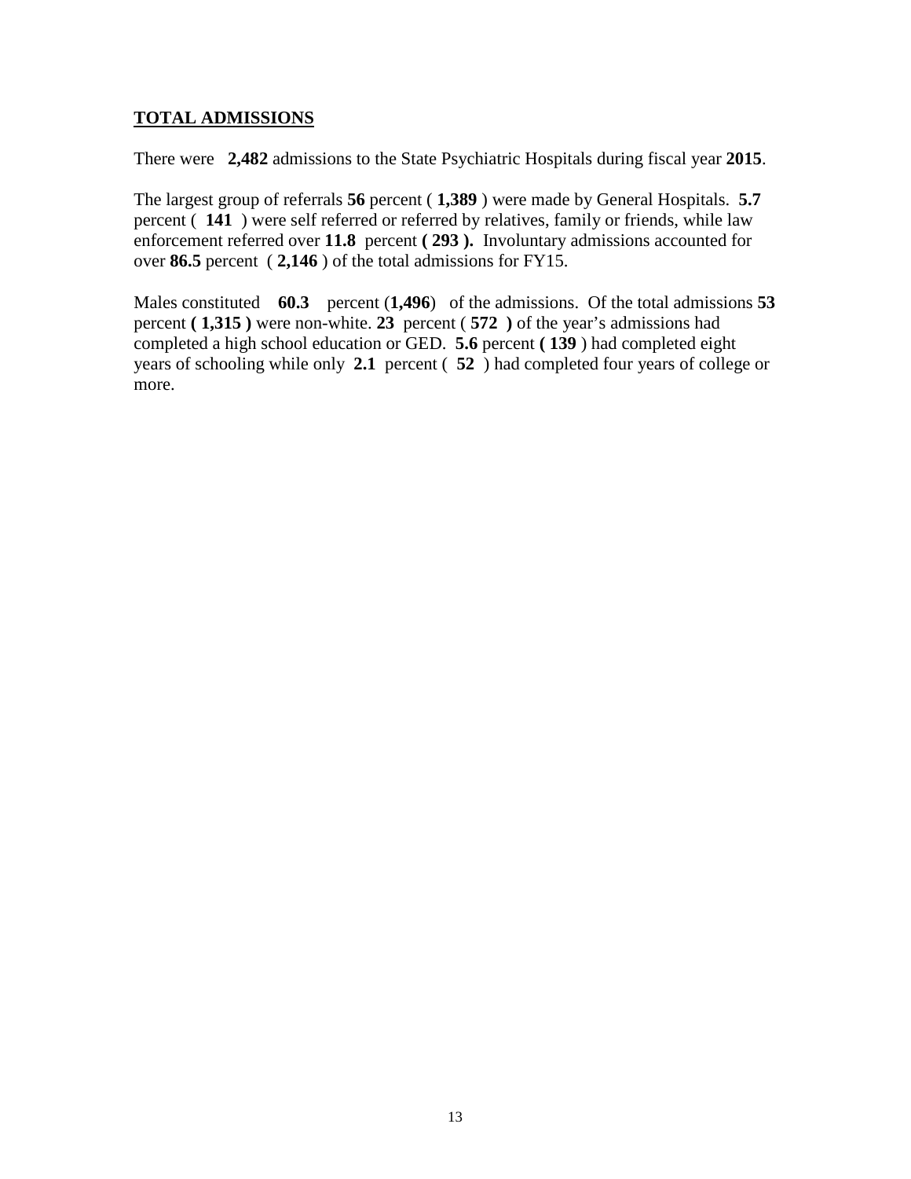## TOTAL ADMISSIONS

There were **2,482** admissions to the State Psychiatric Hospitals during fiscal year **2015**.

The largest group of referrals **56** percent ( **1,389** ) were made by General Hospitals. **5.7** percent ( **141** ) were self referred or referred by relatives, family or friends, while law enforcement referred over **11.8** percent **( 293 ).** Involuntary admissions accounted for over **86.5** percent ( **2,146** ) of the total admissions for FY15.

Males constituted **60.3** percent (**1,496**) of the admissions. Of the total admissions **53** percent **( 1,315 )** were non-white. **23** percent ( **572 )** of the year's admissions had completed a high school education or GED. **5.6** percent **( 139** ) had completed eight years of schooling while only **2.1** percent ( **52** ) had completed four years of college or more.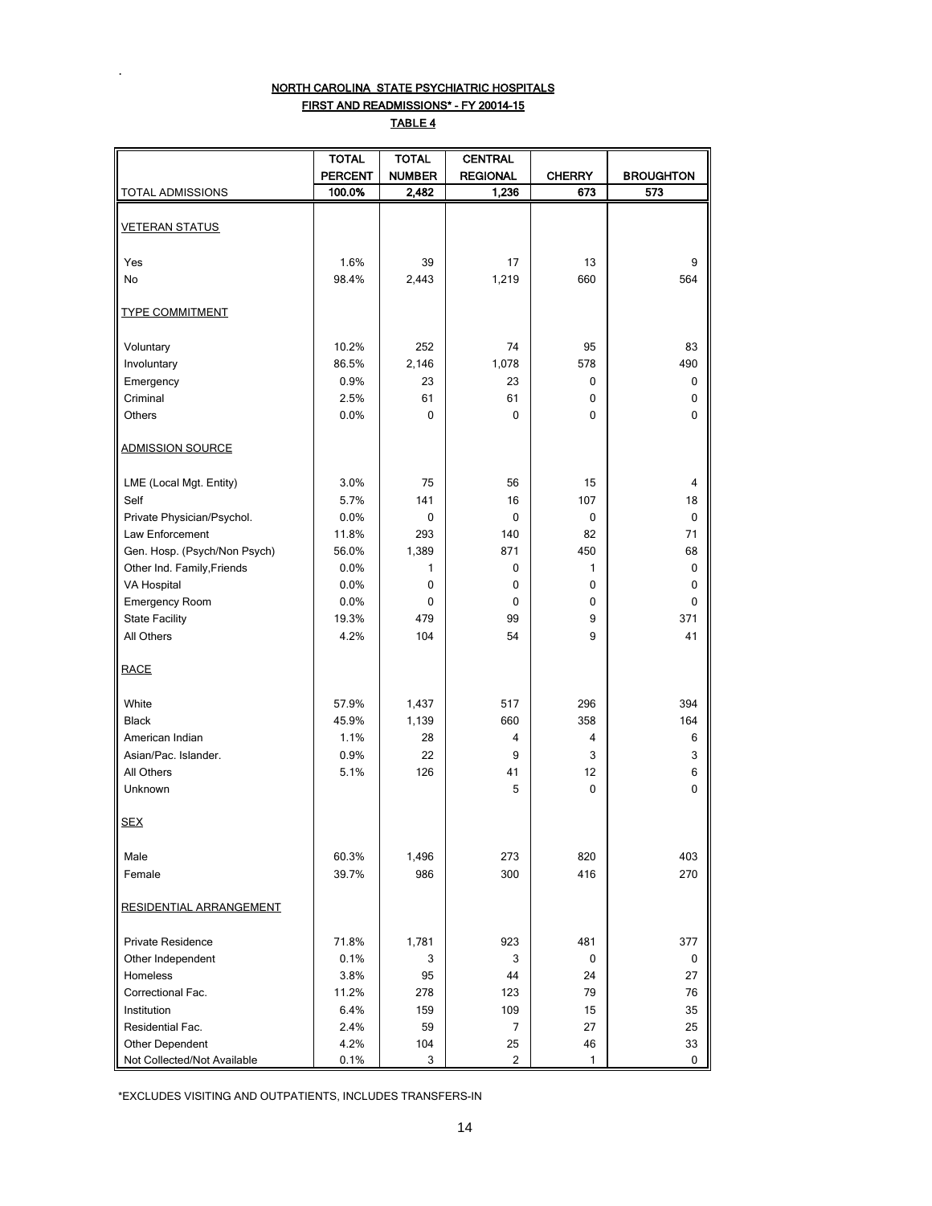## NORTH CAROLINA STATE PSYCHIATRIC HOSPITALS

### FIRST AND READMISSIONS* - FY 20014-15

### TABLE 4

| | TOTAL PERCENT | TOTAL NUMBER | CENTRAL REGIONAL | CHERRY | BROUGHTON |
|---|---|---|---|---|---|
| TOTAL ADMISSIONS | 100.0% | 2,482 | 1,236 | 673 | 573 |
| VETERAN STATUS | | | | | |
| Yes | 1.6% | 39 | 17 | 13 | 9 |
| No | 98.4% | 2,443 | 1,219 | 660 | 564 |
| TYPE COMMITMENT | | | | | |
| Voluntary | 10.2% | 252 | 74 | 95 | 83 |
| Involuntary | 86.5% | 2,146 | 1,078 | 578 | 490 |
| Emergency | 0.9% | 23 | 23 | 0 | 0 |
| Criminal | 2.5% | 61 | 61 | 0 | 0 |
| Others | 0.0% | 0 | 0 | 0 | 0 |
| ADMISSION SOURCE | | | | | |
| LME (Local Mgt. Entity) | 3.0% | 75 | 56 | 15 | 4 |
| Self | 5.7% | 141 | 16 | 107 | 18 |
| Private Physician/Psychol. | 0.0% | 0 | 0 | 0 | 0 |
| Law Enforcement | 11.8% | 293 | 140 | 82 | 71 |
| Gen. Hosp. (Psych/Non Psych) | 56.0% | 1,389 | 871 | 450 | 68 |
| Other Ind. Family,Friends | 0.0% | 1 | 0 | 1 | 0 |
| VA Hospital | 0.0% | 0 | 0 | 0 | 0 |
| Emergency Room | 0.0% | 0 | 0 | 0 | 0 |
| State Facility | 19.3% | 479 | 99 | 9 | 371 |
| All Others | 4.2% | 104 | 54 | 9 | 41 |
| RACE | | | | | |
| White | 57.9% | 1,437 | 517 | 296 | 394 |
| Black | 45.9% | 1,139 | 660 | 358 | 164 |
| American Indian | 1.1% | 28 | 4 | 4 | 6 |
| Asian/Pac. Islander. | 0.9% | 22 | 9 | 3 | 3 |
| All Others | 5.1% | 126 | 41 | 12 | 6 |
| Unknown | | | 5 | 0 | 0 |
| SEX | | | | | |
| Male | 60.3% | 1,496 | 273 | 820 | 403 |
| Female | 39.7% | 986 | 300 | 416 | 270 |
| RESIDENTIAL ARRANGEMENT | | | | | |
| Private Residence | 71.8% | 1,781 | 923 | 481 | 377 |
| Other Independent | 0.1% | 3 | 3 | 0 | 0 |
| Homeless | 3.8% | 95 | 44 | 24 | 27 |
| Correctional Fac. | 11.2% | 278 | 123 | 79 | 76 |
| Institution | 6.4% | 159 | 109 | 15 | 35 |
| Residential Fac. | 2.4% | 59 | 7 | 27 | 25 |
| Other Dependent | 4.2% | 104 | 25 | 46 | 33 |
| Not Collected/Not Available | 0.1% | 3 | 2 | 1 | 0 |

*EXCLUDES VISITING AND OUTPATIENTS, INCLUDES TRANSFERS-IN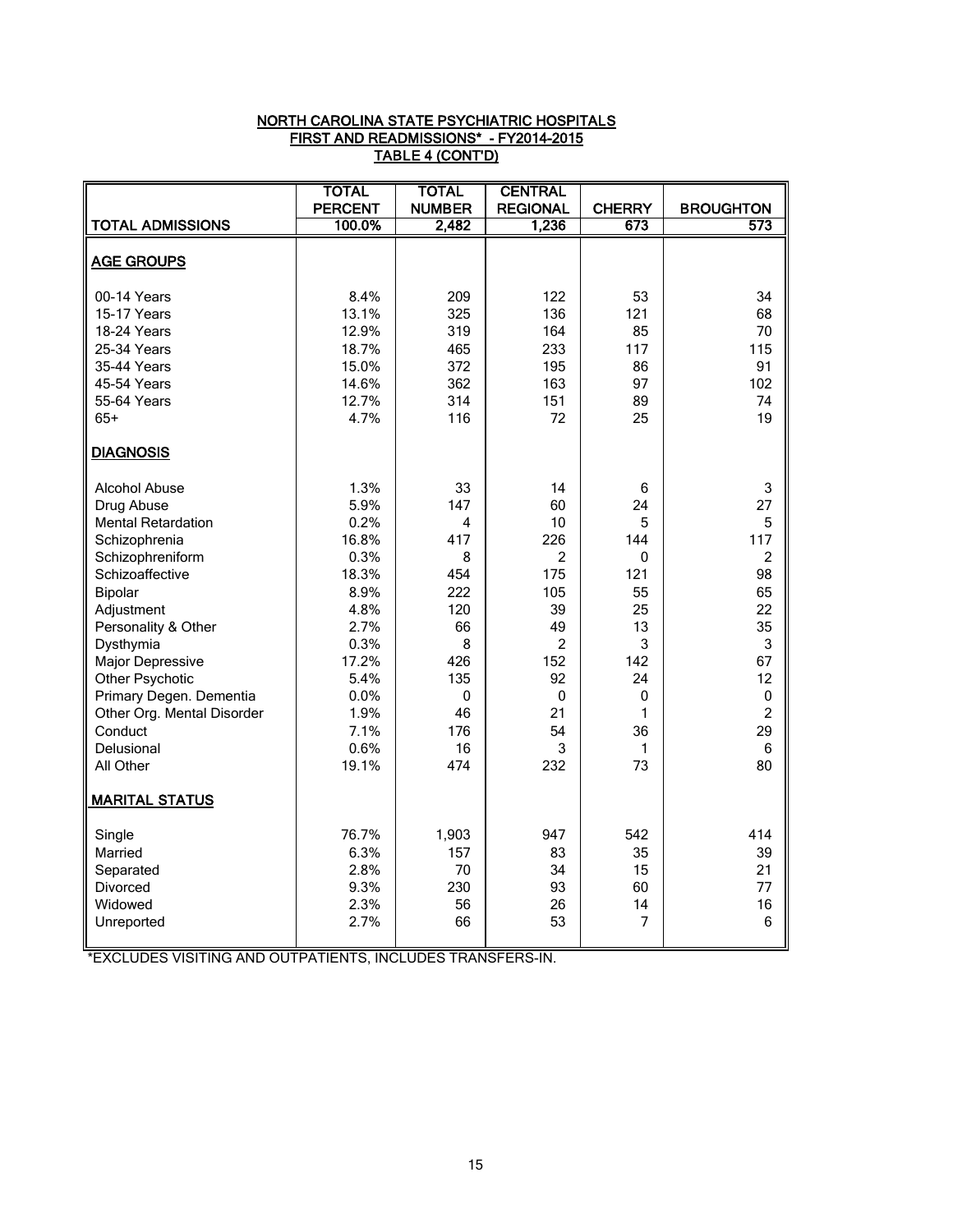NORTH CAROLINA STATE PSYCHIATRIC HOSPITALS
FIRST AND READMISSIONS* - FY2014-2015
TABLE 4 (CONT'D)

| TOTAL ADMISSIONS | TOTAL PERCENT 100.0% | TOTAL NUMBER 2,482 | CENTRAL REGIONAL 1,236 | CHERRY 673 | BROUGHTON 573 |
|---|---|---|---|---|---|
| **AGE GROUPS** | | | | | |
| 00-14 Years | 8.4% | 209 | 122 | 53 | 34 |
| 15-17 Years | 13.1% | 325 | 136 | 121 | 68 |
| 18-24 Years | 12.9% | 319 | 164 | 85 | 70 |
| 25-34 Years | 18.7% | 465 | 233 | 117 | 115 |
| 35-44 Years | 15.0% | 372 | 195 | 86 | 91 |
| 45-54 Years | 14.6% | 362 | 163 | 97 | 102 |
| 55-64 Years | 12.7% | 314 | 151 | 89 | 74 |
| 65+ | 4.7% | 116 | 72 | 25 | 19 |
| **DIAGNOSIS** | | | | | |
| Alcohol Abuse | 1.3% | 33 | 14 | 6 | 3 |
| Drug Abuse | 5.9% | 147 | 60 | 24 | 27 |
| Mental Retardation | 0.2% | 4 | 10 | 5 | 5 |
| Schizophrenia | 16.8% | 417 | 226 | 144 | 117 |
| Schizophreniform | 0.3% | 8 | 2 | 0 | 2 |
| Schizoaffective | 18.3% | 454 | 175 | 121 | 98 |
| Bipolar | 8.9% | 222 | 105 | 55 | 65 |
| Adjustment | 4.8% | 120 | 39 | 25 | 22 |
| Personality & Other | 2.7% | 66 | 49 | 13 | 35 |
| Dysthymia | 0.3% | 8 | 2 | 3 | 3 |
| Major Depressive | 17.2% | 426 | 152 | 142 | 67 |
| Other Psychotic | 5.4% | 135 | 92 | 24 | 12 |
| Primary Degen. Dementia | 0.0% | 0 | 0 | 0 | 0 |
| Other Org. Mental Disorder | 1.9% | 46 | 21 | 1 | 2 |
| Conduct | 7.1% | 176 | 54 | 36 | 29 |
| Delusional | 0.6% | 16 | 3 | 1 | 6 |
| All Other | 19.1% | 474 | 232 | 73 | 80 |
| **MARITAL STATUS** | | | | | |
| Single | 76.7% | 1,903 | 947 | 542 | 414 |
| Married | 6.3% | 157 | 83 | 35 | 39 |
| Separated | 2.8% | 70 | 34 | 15 | 21 |
| Divorced | 9.3% | 230 | 93 | 60 | 77 |
| Widowed | 2.3% | 56 | 26 | 14 | 16 |
| Unreported | 2.7% | 66 | 53 | 7 | 6 |

*EXCLUDES VISITING AND OUTPATIENTS, INCLUDES TRANSFERS-IN.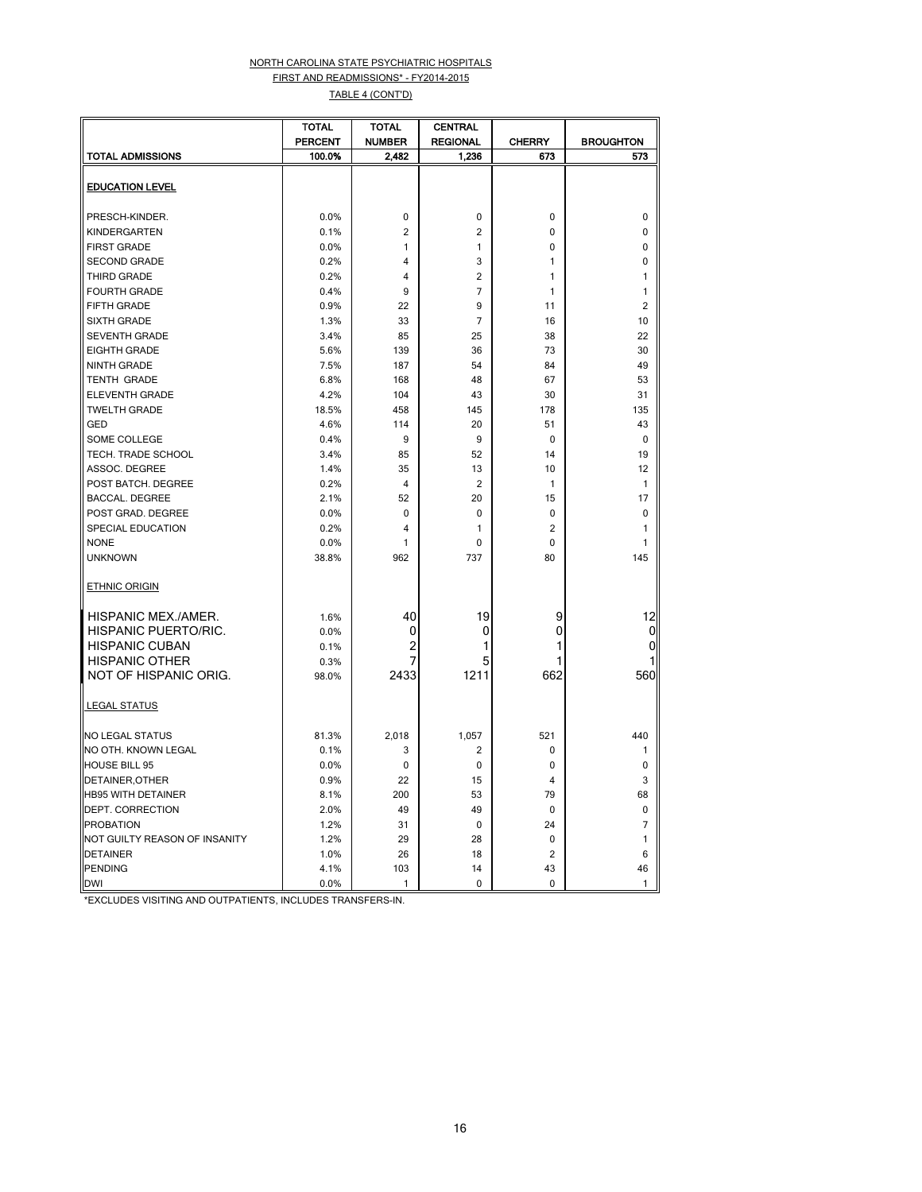NORTH CAROLINA STATE PSYCHIATRIC HOSPITALS

FIRST AND READMISSIONS* - FY2014-2015

TABLE 4 (CONT'D)

| | TOTAL PERCENT | TOTAL NUMBER | CENTRAL REGIONAL | CHERRY | BROUGHTON |
|---|---|---|---|---|---|
| **TOTAL ADMISSIONS** | **100.0%** | **2,482** | **1,236** | **673** | **573** |
| **EDUCATION LEVEL** | | | | | |
| PRESCH-KINDER. | 0.0% | 0 | 0 | 0 | 0 |
| KINDERGARTEN | 0.1% | 2 | 2 | 0 | 0 |
| FIRST GRADE | 0.0% | 1 | 1 | 0 | 0 |
| SECOND GRADE | 0.2% | 4 | 3 | 1 | 0 |
| THIRD GRADE | 0.2% | 4 | 2 | 1 | 1 |
| FOURTH GRADE | 0.4% | 9 | 7 | 1 | 1 |
| FIFTH GRADE | 0.9% | 22 | 9 | 11 | 2 |
| SIXTH GRADE | 1.3% | 33 | 7 | 16 | 10 |
| SEVENTH GRADE | 3.4% | 85 | 25 | 38 | 22 |
| EIGHTH GRADE | 5.6% | 139 | 36 | 73 | 30 |
| NINTH GRADE | 7.5% | 187 | 54 | 84 | 49 |
| TENTH GRADE | 6.8% | 168 | 48 | 67 | 53 |
| ELEVENTH GRADE | 4.2% | 104 | 43 | 30 | 31 |
| TWELTH GRADE | 18.5% | 458 | 145 | 178 | 135 |
| GED | 4.6% | 114 | 20 | 51 | 43 |
| SOME COLLEGE | 0.4% | 9 | 9 | 0 | 0 |
| TECH. TRADE SCHOOL | 3.4% | 85 | 52 | 14 | 19 |
| ASSOC. DEGREE | 1.4% | 35 | 13 | 10 | 12 |
| POST BATCH. DEGREE | 0.2% | 4 | 2 | 1 | 1 |
| BACCAL. DEGREE | 2.1% | 52 | 20 | 15 | 17 |
| POST GRAD. DEGREE | 0.0% | 0 | 0 | 0 | 0 |
| SPECIAL EDUCATION | 0.2% | 4 | 1 | 2 | 1 |
| NONE | 0.0% | 1 | 0 | 0 | 1 |
| UNKNOWN | 38.8% | 962 | 737 | 80 | 145 |
| **ETHNIC ORIGIN** | | | | | |
| HISPANIC MEX./AMER. | 1.6% | 40 | 19 | 9 | 12 |
| HISPANIC PUERTO/RIC. | 0.0% | 0 | 0 | 0 | 0 |
| HISPANIC CUBAN | 0.1% | 2 | 1 | 1 | 0 |
| HISPANIC OTHER | 0.3% | 7 | 5 | 1 | 1 |
| NOT OF HISPANIC ORIG. | 98.0% | 2433 | 1211 | 662 | 560 |
| **LEGAL STATUS** | | | | | |
| NO LEGAL STATUS | 81.3% | 2,018 | 1,057 | 521 | 440 |
| NO OTH. KNOWN LEGAL | 0.1% | 3 | 2 | 0 | 1 |
| HOUSE BILL 95 | 0.0% | 0 | 0 | 0 | 0 |
| DETAINER,OTHER | 0.9% | 22 | 15 | 4 | 3 |
| HB95 WITH DETAINER | 8.1% | 200 | 53 | 79 | 68 |
| DEPT. CORRECTION | 2.0% | 49 | 49 | 0 | 0 |
| PROBATION | 1.2% | 31 | 0 | 24 | 7 |
| NOT GUILTY REASON OF INSANITY | 1.2% | 29 | 28 | 0 | 1 |
| DETAINER | 1.0% | 26 | 18 | 2 | 6 |
| PENDING | 4.1% | 103 | 14 | 43 | 46 |
| DWI | 0.0% | 1 | 0 | 0 | 1 |

*EXCLUDES VISITING AND OUTPATIENTS, INCLUDES TRANSFERS-IN.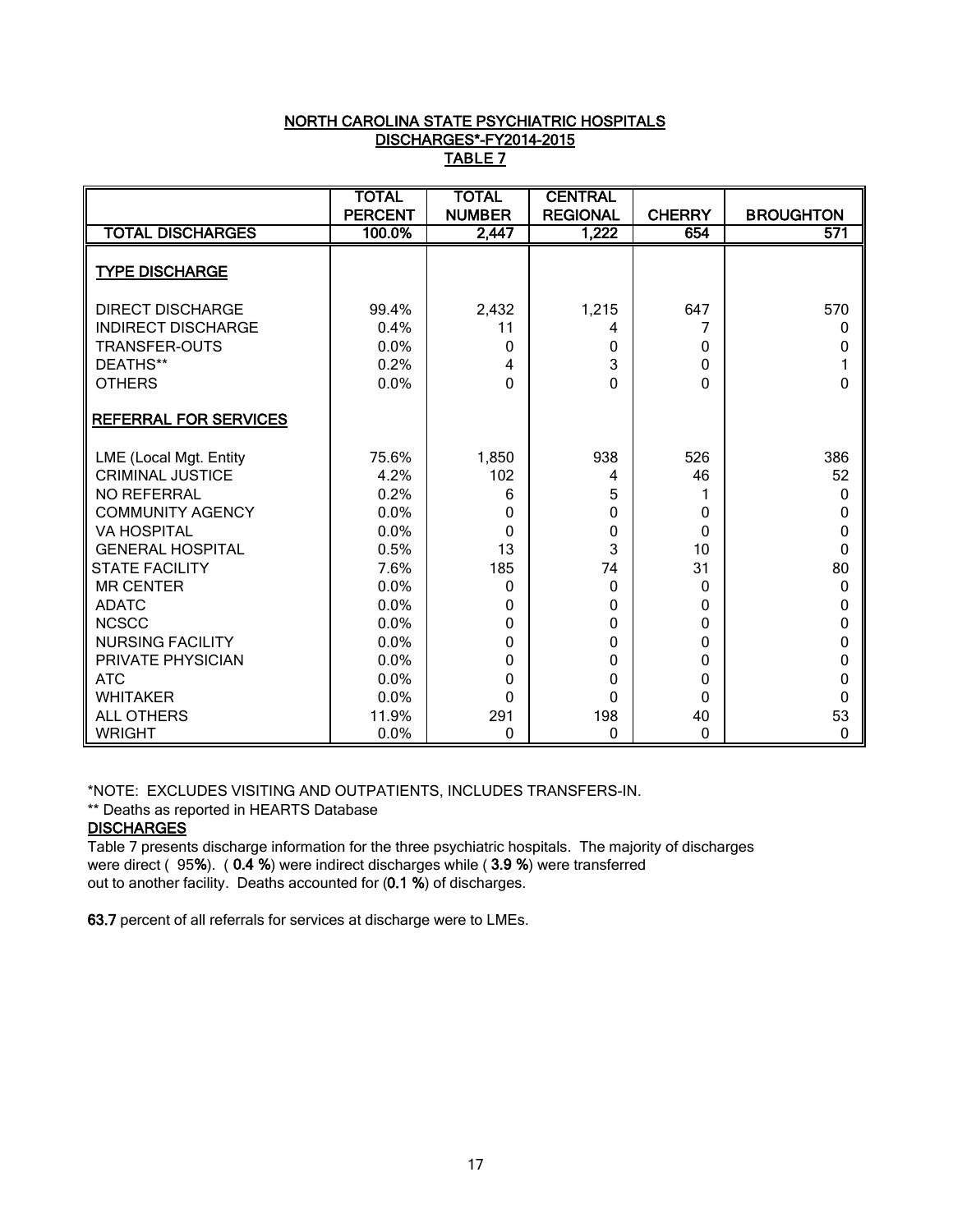# NORTH CAROLINA STATE PSYCHIATRIC HOSPITALS
## DISCHARGES*-FY2014-2015
## TABLE 7

| | TOTAL PERCENT | TOTAL NUMBER | CENTRAL REGIONAL | CHERRY | BROUGHTON |
|---|---|---|---|---|---|
| **TOTAL DISCHARGES** | 100.0% | 2,447 | 1,222 | 654 | 571 |
| **TYPE DISCHARGE** | | | | | |
| DIRECT DISCHARGE | 99.4% | 2,432 | 1,215 | 647 | 570 |
| INDIRECT DISCHARGE | 0.4% | 11 | 4 | 7 | 0 |
| TRANSFER-OUTS | 0.0% | 0 | 0 | 0 | 0 |
| DEATHS** | 0.2% | 4 | 3 | 0 | 1 |
| OTHERS | 0.0% | 0 | 0 | 0 | 0 |
| **REFERRAL FOR SERVICES** | | | | | |
| LME (Local Mgt. Entity | 75.6% | 1,850 | 938 | 526 | 386 |
| CRIMINAL JUSTICE | 4.2% | 102 | 4 | 46 | 52 |
| NO REFERRAL | 0.2% | 6 | 5 | 1 | 0 |
| COMMUNITY AGENCY | 0.0% | 0 | 0 | 0 | 0 |
| VA HOSPITAL | 0.0% | 0 | 0 | 0 | 0 |
| GENERAL HOSPITAL | 0.5% | 13 | 3 | 10 | 0 |
| STATE FACILITY | 7.6% | 185 | 74 | 31 | 80 |
| MR CENTER | 0.0% | 0 | 0 | 0 | 0 |
| ADATC | 0.0% | 0 | 0 | 0 | 0 |
| NCSCC | 0.0% | 0 | 0 | 0 | 0 |
| NURSING FACILITY | 0.0% | 0 | 0 | 0 | 0 |
| PRIVATE PHYSICIAN | 0.0% | 0 | 0 | 0 | 0 |
| ATC | 0.0% | 0 | 0 | 0 | 0 |
| WHITAKER | 0.0% | 0 | 0 | 0 | 0 |
| ALL OTHERS | 11.9% | 291 | 198 | 40 | 53 |
| WRIGHT | 0.0% | 0 | 0 | 0 | 0 |

*NOTE: EXCLUDES VISITING AND OUTPATIENTS, INCLUDES TRANSFERS-IN.

** Deaths as reported in HEARTS Database

**DISCHARGES**

Table 7 presents discharge information for the three psychiatric hospitals. The majority of discharges were direct ( 95**%**). ( **0.4 %**) were indirect discharges while ( **3.9 %**) were transferred out to another facility. Deaths accounted for (**0.1 %**) of discharges.

**63.7** percent of all referrals for services at discharge were to LMEs.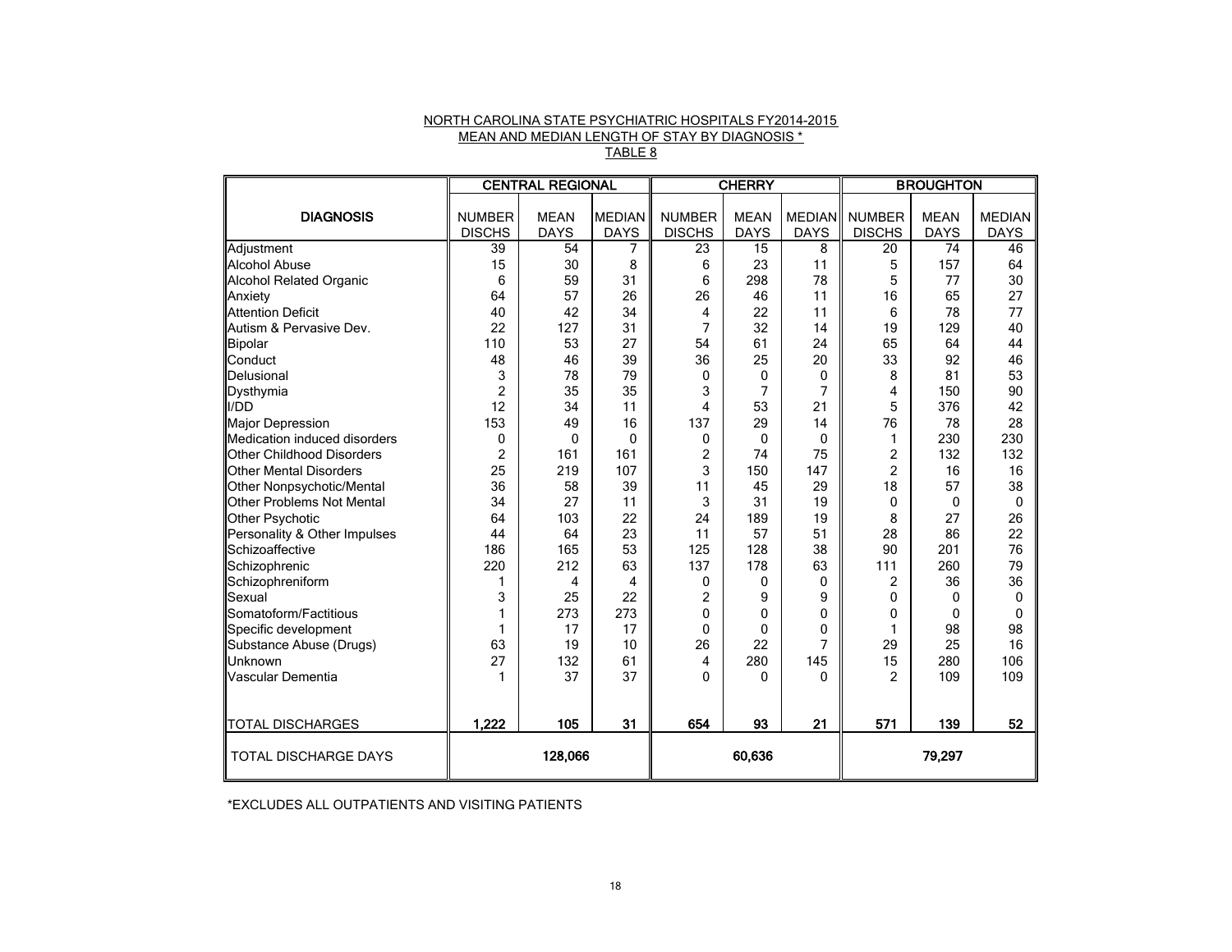NORTH CAROLINA STATE PSYCHIATRIC HOSPITALS FY2014-2015
MEAN AND MEDIAN LENGTH OF STAY BY DIAGNOSIS *
TABLE 8

| | CENTRAL REGIONAL | | | CHERRY | | | BROUGHTON | | |
|---|---|---|---|---|---|---|---|---|---|
| DIAGNOSIS | NUMBER DISCHS | MEAN DAYS | MEDIAN DAYS | NUMBER DISCHS | MEAN DAYS | MEDIAN DAYS | NUMBER DISCHS | MEAN DAYS | MEDIAN DAYS |
| Adjustment | 39 | 54 | 7 | 23 | 15 | 8 | 20 | 74 | 46 |
| Alcohol Abuse | 15 | 30 | 8 | 6 | 23 | 11 | 5 | 157 | 64 |
| Alcohol Related Organic | 6 | 59 | 31 | 6 | 298 | 78 | 5 | 77 | 30 |
| Anxiety | 64 | 57 | 26 | 26 | 46 | 11 | 16 | 65 | 27 |
| Attention Deficit | 40 | 42 | 34 | 4 | 22 | 11 | 6 | 78 | 77 |
| Autism & Pervasive Dev. | 22 | 127 | 31 | 7 | 32 | 14 | 19 | 129 | 40 |
| Bipolar | 110 | 53 | 27 | 54 | 61 | 24 | 65 | 64 | 44 |
| Conduct | 48 | 46 | 39 | 36 | 25 | 20 | 33 | 92 | 46 |
| Delusional | 3 | 78 | 79 | 0 | 0 | 0 | 8 | 81 | 53 |
| Dysthymia | 2 | 35 | 35 | 3 | 7 | 7 | 4 | 150 | 90 |
| I/DD | 12 | 34 | 11 | 4 | 53 | 21 | 5 | 376 | 42 |
| Major Depression | 153 | 49 | 16 | 137 | 29 | 14 | 76 | 78 | 28 |
| Medication induced disorders | 0 | 0 | 0 | 0 | 0 | 0 | 1 | 230 | 230 |
| Other Childhood Disorders | 2 | 161 | 161 | 2 | 74 | 75 | 2 | 132 | 132 |
| Other Mental Disorders | 25 | 219 | 107 | 3 | 150 | 147 | 2 | 16 | 16 |
| Other Nonpsychotic/Mental | 36 | 58 | 39 | 11 | 45 | 29 | 18 | 57 | 38 |
| Other Problems Not Mental | 34 | 27 | 11 | 3 | 31 | 19 | 0 | 0 | 0 |
| Other Psychotic | 64 | 103 | 22 | 24 | 189 | 19 | 8 | 27 | 26 |
| Personality & Other Impulses | 44 | 64 | 23 | 11 | 57 | 51 | 28 | 86 | 22 |
| Schizoaffective | 186 | 165 | 53 | 125 | 128 | 38 | 90 | 201 | 76 |
| Schizophrenic | 220 | 212 | 63 | 137 | 178 | 63 | 111 | 260 | 79 |
| Schizophreniform | 1 | 4 | 4 | 0 | 0 | 0 | 2 | 36 | 36 |
| Sexual | 3 | 25 | 22 | 2 | 9 | 9 | 0 | 0 | 0 |
| Somatoform/Factitious | 1 | 273 | 273 | 0 | 0 | 0 | 0 | 0 | 0 |
| Specific development | 1 | 17 | 17 | 0 | 0 | 0 | 1 | 98 | 98 |
| Substance Abuse (Drugs) | 63 | 19 | 10 | 26 | 22 | 7 | 29 | 25 | 16 |
| Unknown | 27 | 132 | 61 | 4 | 280 | 145 | 15 | 280 | 106 |
| Vascular Dementia | 1 | 37 | 37 | 0 | 0 | 0 | 2 | 109 | 109 |
| **TOTAL DISCHARGES** | **1,222** | **105** | **31** | **654** | **93** | **21** | **571** | **139** | **52** |
| TOTAL DISCHARGE DAYS | | **128,066** | | | **60,636** | | | **79,297** | |

*EXCLUDES ALL OUTPATIENTS AND VISITING PATIENTS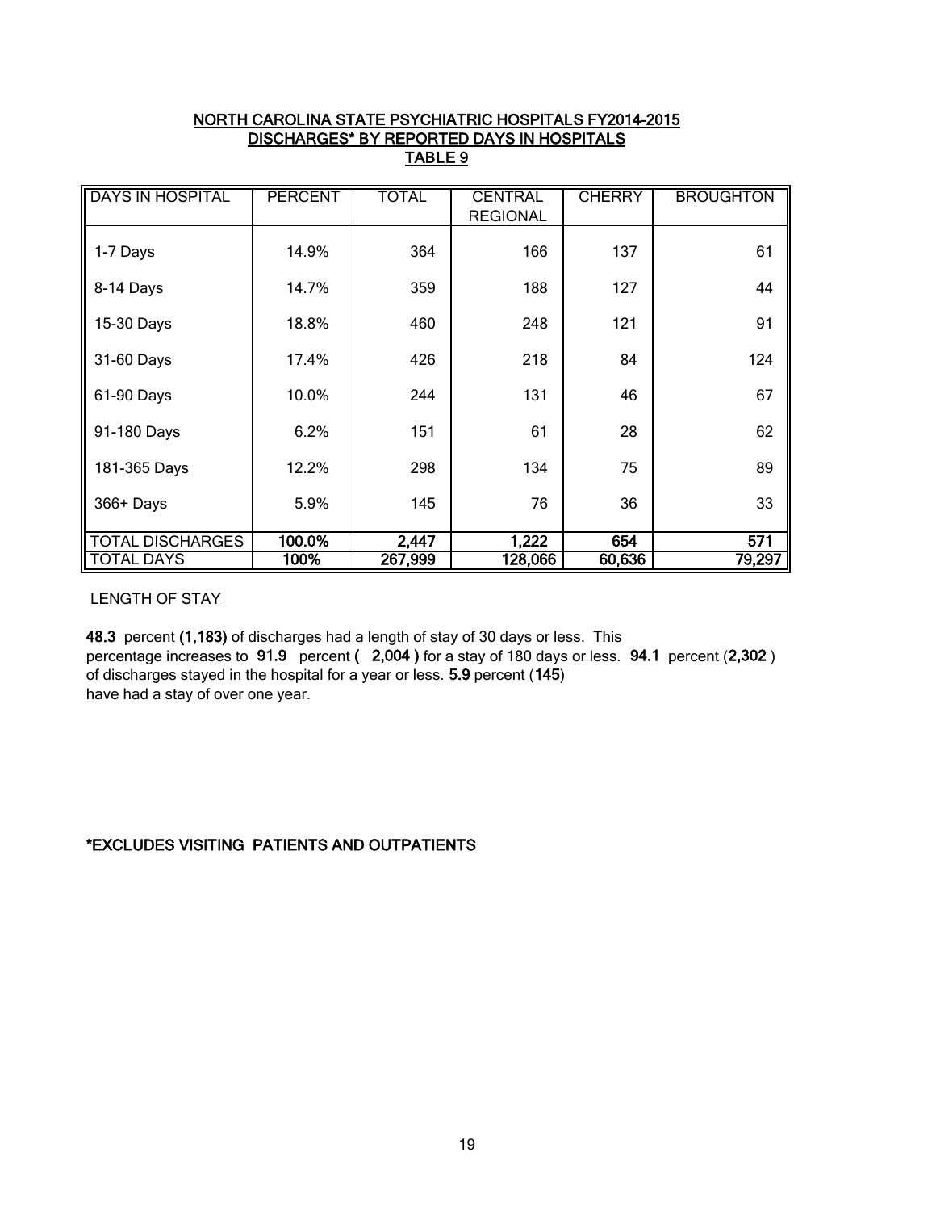## NORTH CAROLINA STATE PSYCHIATRIC HOSPITALS FY2014-2015
## DISCHARGES* BY REPORTED DAYS IN HOSPITALS
## TABLE 9

| DAYS IN HOSPITAL | PERCENT | TOTAL | CENTRAL REGIONAL | CHERRY | BROUGHTON |
|---|---|---|---|---|---|
| 1-7 Days | 14.9% | 364 | 166 | 137 | 61 |
| 8-14 Days | 14.7% | 359 | 188 | 127 | 44 |
| 15-30 Days | 18.8% | 460 | 248 | 121 | 91 |
| 31-60 Days | 17.4% | 426 | 218 | 84 | 124 |
| 61-90 Days | 10.0% | 244 | 131 | 46 | 67 |
| 91-180 Days | 6.2% | 151 | 61 | 28 | 62 |
| 181-365 Days | 12.2% | 298 | 134 | 75 | 89 |
| 366+ Days | 5.9% | 145 | 76 | 36 | 33 |
| TOTAL DISCHARGES | **100.0%** | **2,447** | **1,222** | **654** | **571** |
| TOTAL DAYS | **100%** | **267,999** | **128,066** | **60,636** | **79,297** |

LENGTH OF STAY

**48.3** percent **(1,183)** of discharges had a length of stay of 30 days or less. This percentage increases to **91.9** percent **( 2,004 )** for a stay of 180 days or less. **94.1** percent (**2,302** ) of discharges stayed in the hospital for a year or less. **5.9** percent (**145**) have had a stay of over one year.

**\*EXCLUDES VISITING PATIENTS AND OUTPATIENTS**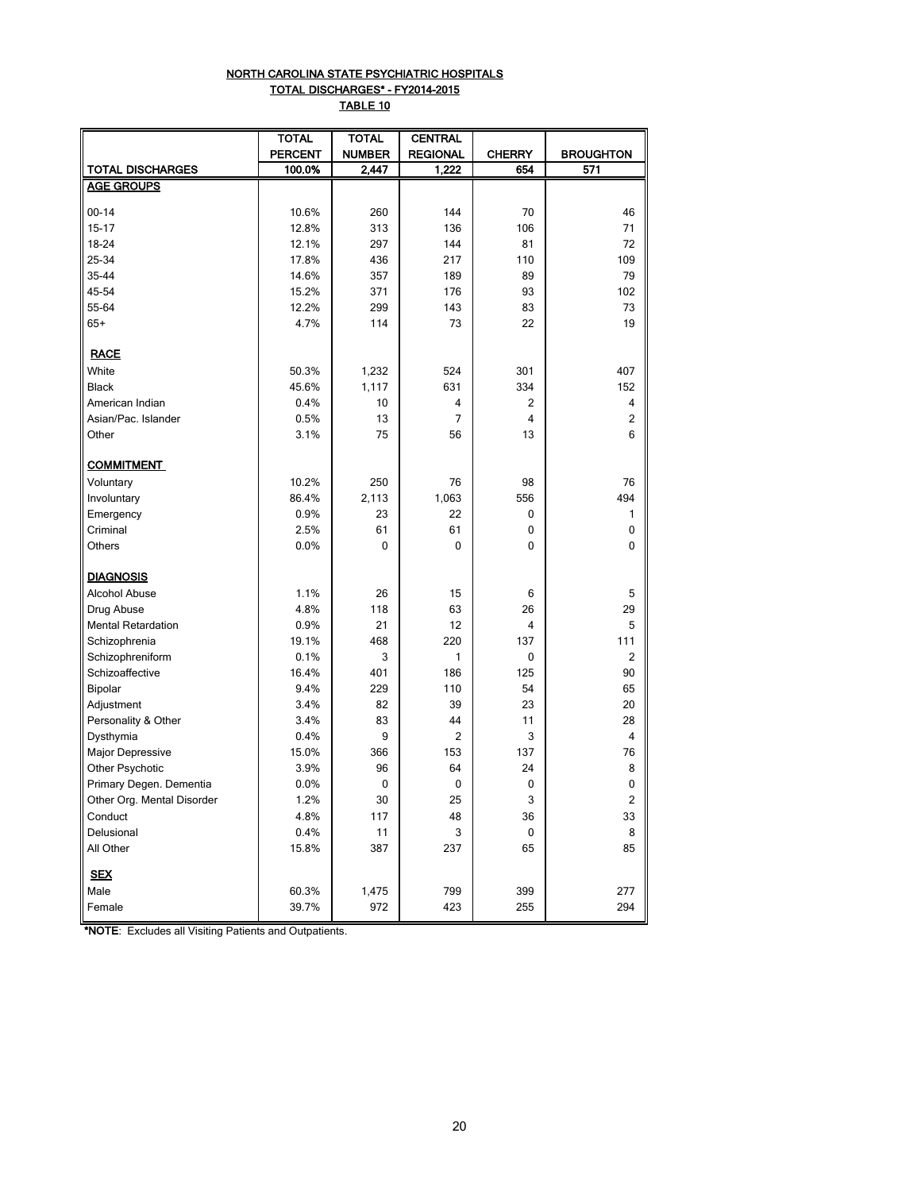# NORTH CAROLINA STATE PSYCHIATRIC HOSPITALS

## TOTAL DISCHARGES* - FY2014-2015

### TABLE 10

| | TOTAL PERCENT | TOTAL NUMBER | CENTRAL REGIONAL | CHERRY | BROUGHTON |
|---|---|---|---|---|---|
| **TOTAL DISCHARGES** | **100.0%** | **2,447** | **1,222** | **654** | **571** |
| **AGE GROUPS** | | | | | |
| 00-14 | 10.6% | 260 | 144 | 70 | 46 |
| 15-17 | 12.8% | 313 | 136 | 106 | 71 |
| 18-24 | 12.1% | 297 | 144 | 81 | 72 |
| 25-34 | 17.8% | 436 | 217 | 110 | 109 |
| 35-44 | 14.6% | 357 | 189 | 89 | 79 |
| 45-54 | 15.2% | 371 | 176 | 93 | 102 |
| 55-64 | 12.2% | 299 | 143 | 83 | 73 |
| 65+ | 4.7% | 114 | 73 | 22 | 19 |
| **RACE** | | | | | |
| White | 50.3% | 1,232 | 524 | 301 | 407 |
| Black | 45.6% | 1,117 | 631 | 334 | 152 |
| American Indian | 0.4% | 10 | 4 | 2 | 4 |
| Asian/Pac. Islander | 0.5% | 13 | 7 | 4 | 2 |
| Other | 3.1% | 75 | 56 | 13 | 6 |
| **COMMITMENT** | | | | | |
| Voluntary | 10.2% | 250 | 76 | 98 | 76 |
| Involuntary | 86.4% | 2,113 | 1,063 | 556 | 494 |
| Emergency | 0.9% | 23 | 22 | 0 | 1 |
| Criminal | 2.5% | 61 | 61 | 0 | 0 |
| Others | 0.0% | 0 | 0 | 0 | 0 |
| **DIAGNOSIS** | | | | | |
| Alcohol Abuse | 1.1% | 26 | 15 | 6 | 5 |
| Drug Abuse | 4.8% | 118 | 63 | 26 | 29 |
| Mental Retardation | 0.9% | 21 | 12 | 4 | 5 |
| Schizophrenia | 19.1% | 468 | 220 | 137 | 111 |
| Schizophreniform | 0.1% | 3 | 1 | 0 | 2 |
| Schizoaffective | 16.4% | 401 | 186 | 125 | 90 |
| Bipolar | 9.4% | 229 | 110 | 54 | 65 |
| Adjustment | 3.4% | 82 | 39 | 23 | 20 |
| Personality & Other | 3.4% | 83 | 44 | 11 | 28 |
| Dysthymia | 0.4% | 9 | 2 | 3 | 4 |
| Major Depressive | 15.0% | 366 | 153 | 137 | 76 |
| Other Psychotic | 3.9% | 96 | 64 | 24 | 8 |
| Primary Degen. Dementia | 0.0% | 0 | 0 | 0 | 0 |
| Other Org. Mental Disorder | 1.2% | 30 | 25 | 3 | 2 |
| Conduct | 4.8% | 117 | 48 | 36 | 33 |
| Delusional | 0.4% | 11 | 3 | 0 | 8 |
| All Other | 15.8% | 387 | 237 | 65 | 85 |
| **SEX** | | | | | |
| Male | 60.3% | 1,475 | 799 | 399 | 277 |
| Female | 39.7% | 972 | 423 | 255 | 294 |

***NOTE**: Excludes all Visiting Patients and Outpatients.